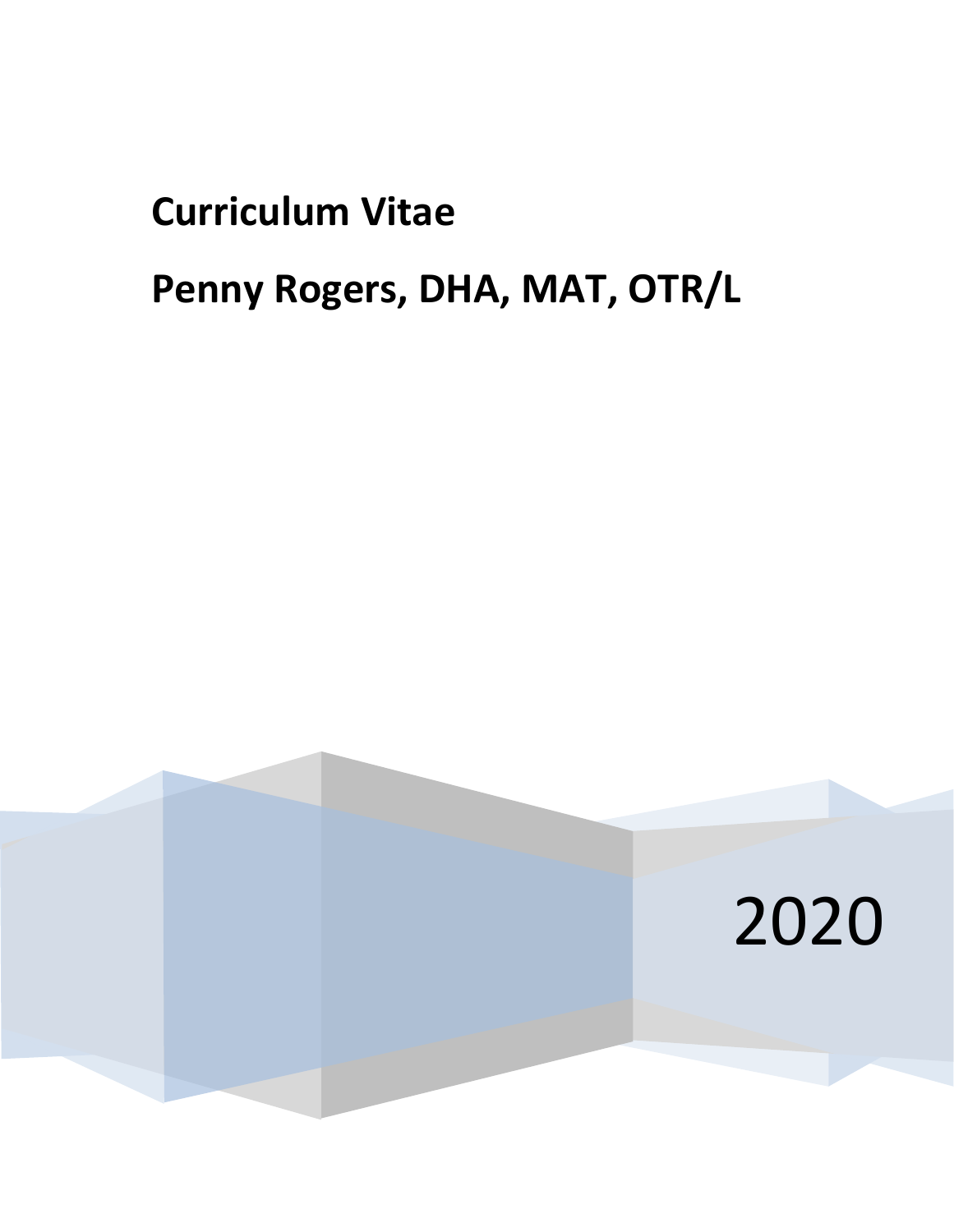# Curriculum Vitae

# Penny Rogers, DHA, MAT, OTR/L

2020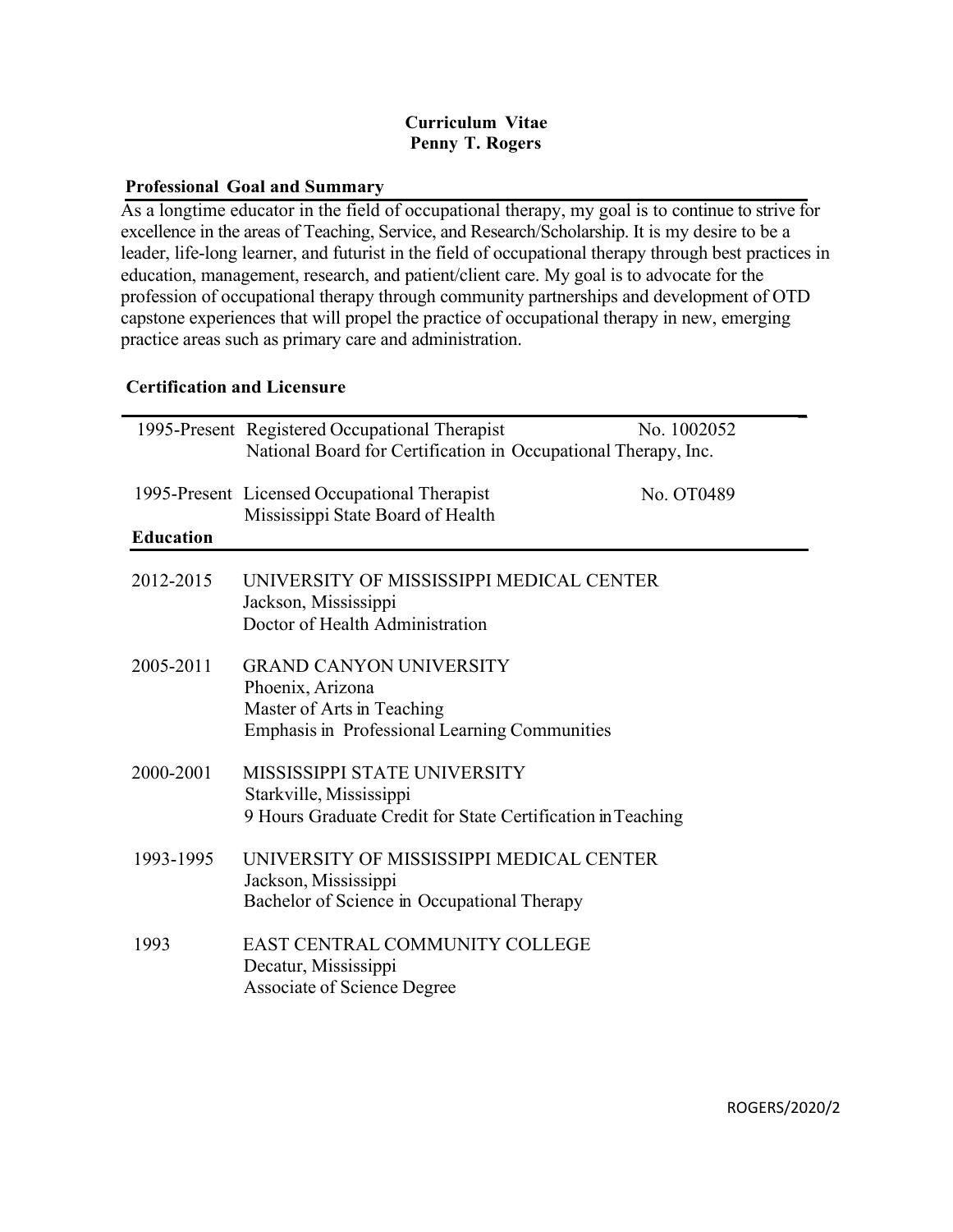# Curriculum Vitae
# Penny T. Rogers

## Professional Goal and Summary

As a longtime educator in the field of occupational therapy, my goal is to continue to strive for excellence in the areas of Teaching, Service, and Research/Scholarship. It is my desire to be a leader, life-long learner, and futurist in the field of occupational therapy through best practices in education, management, research, and patient/client care. My goal is to advocate for the profession of occupational therapy through community partnerships and development of OTD capstone experiences that will propel the practice of occupational therapy in new, emerging practice areas such as primary care and administration.

## Certification and Licensure

1995-Present Registered Occupational Therapist — No. 1002052
National Board for Certification in Occupational Therapy, Inc.

1995-Present Licensed Occupational Therapist — No. OT0489
Mississippi State Board of Health

## Education

**2012-2015**
UNIVERSITY OF MISSISSIPPI MEDICAL CENTER
Jackson, Mississippi
Doctor of Health Administration

**2005-2011**
GRAND CANYON UNIVERSITY
Phoenix, Arizona
Master of Arts in Teaching
Emphasis in Professional Learning Communities

**2000-2001**
MISSISSIPPI STATE UNIVERSITY
Starkville, Mississippi
9 Hours Graduate Credit for State Certification in Teaching

**1993-1995**
UNIVERSITY OF MISSISSIPPI MEDICAL CENTER
Jackson, Mississippi
Bachelor of Science in Occupational Therapy

**1993**
EAST CENTRAL COMMUNITY COLLEGE
Decatur, Mississippi
Associate of Science Degree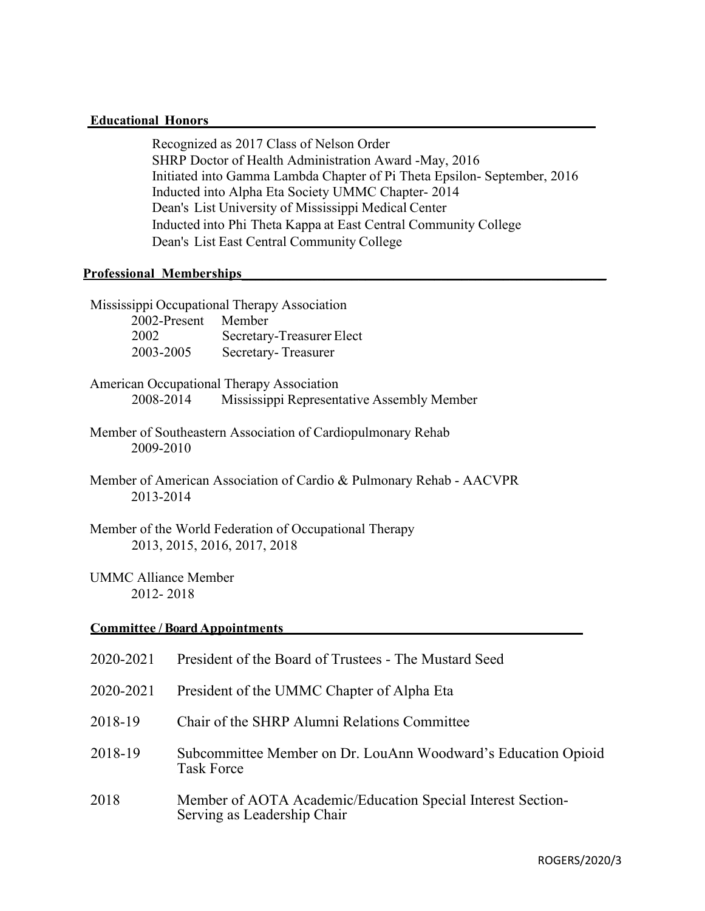## Educational Honors

Recognized as 2017 Class of Nelson Order
SHRP Doctor of Health Administration Award -May, 2016
Initiated into Gamma Lambda Chapter of Pi Theta Epsilon- September, 2016
Inducted into Alpha Eta Society UMMC Chapter- 2014
Dean's List University of Mississippi Medical Center
Inducted into Phi Theta Kappa at East Central Community College
Dean's List East Central Community College

## Professional Memberships

Mississippi Occupational Therapy Association

| | |
|---|---|
| 2002-Present | Member |
| 2002 | Secretary-Treasurer Elect |
| 2003-2005 | Secretary- Treasurer |

American Occupational Therapy Association

| | |
|---|---|
| 2008-2014 | Mississippi Representative Assembly Member |

Member of Southeastern Association of Cardiopulmonary Rehab
2009-2010

Member of American Association of Cardio & Pulmonary Rehab - AACVPR
2013-2014

Member of the World Federation of Occupational Therapy
2013, 2015, 2016, 2017, 2018

UMMC Alliance Member
2012- 2018

## Committee / Board Appointments

| | |
|---|---|
| 2020-2021 | President of the Board of Trustees - The Mustard Seed |
| 2020-2021 | President of the UMMC Chapter of Alpha Eta |
| 2018-19 | Chair of the SHRP Alumni Relations Committee |
| 2018-19 | Subcommittee Member on Dr. LouAnn Woodward's Education Opioid Task Force |
| 2018 | Member of AOTA Academic/Education Special Interest Section- Serving as Leadership Chair |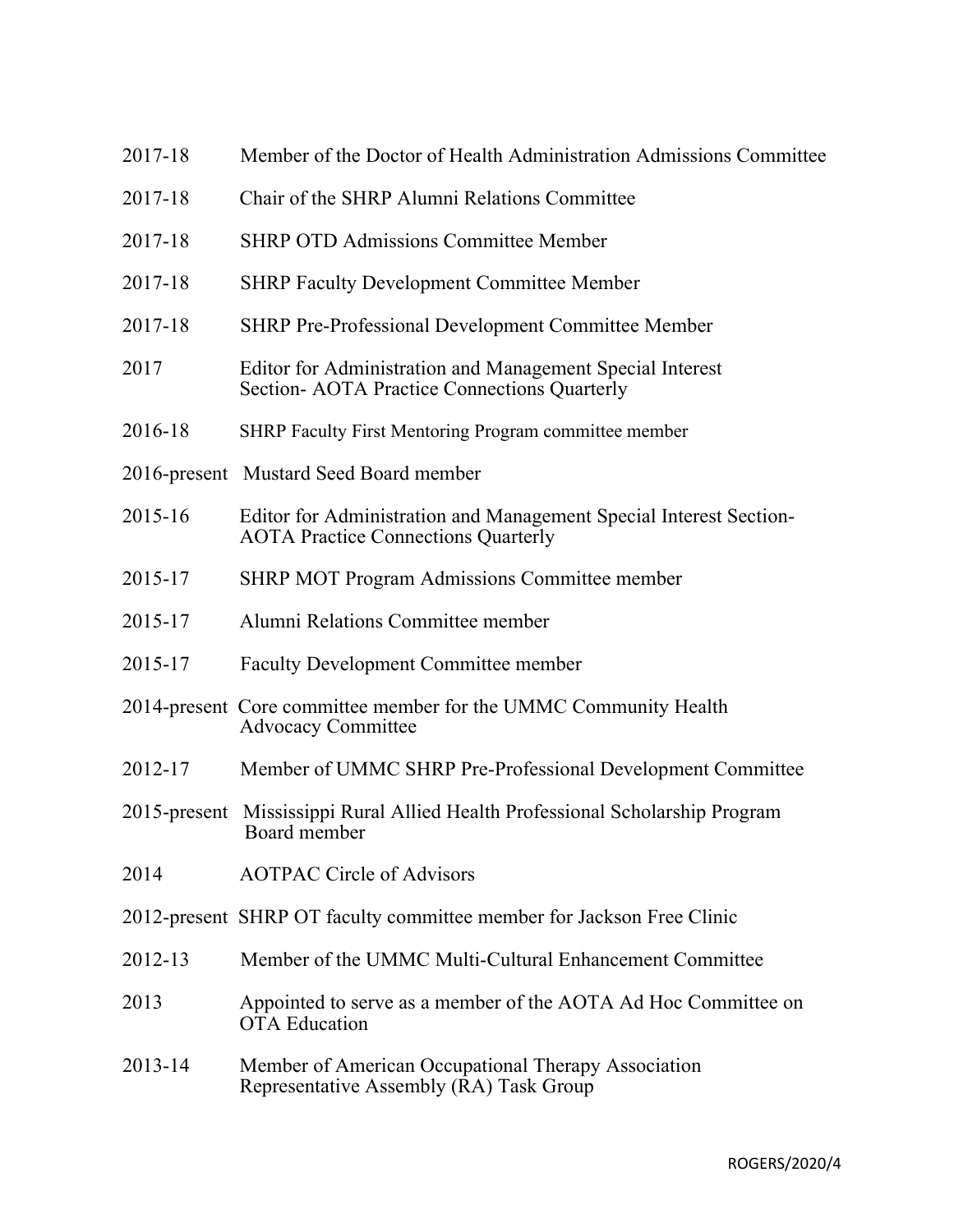2017-18 Member of the Doctor of Health Administration Admissions Committee

2017-18 Chair of the SHRP Alumni Relations Committee

2017-18 SHRP OTD Admissions Committee Member

2017-18 SHRP Faculty Development Committee Member

2017-18 SHRP Pre-Professional Development Committee Member

2017 Editor for Administration and Management Special Interest Section- AOTA Practice Connections Quarterly

2016-18 SHRP Faculty First Mentoring Program committee member

2016-present Mustard Seed Board member

2015-16 Editor for Administration and Management Special Interest Section- AOTA Practice Connections Quarterly

2015-17 SHRP MOT Program Admissions Committee member

2015-17 Alumni Relations Committee member

2015-17 Faculty Development Committee member

2014-present Core committee member for the UMMC Community Health Advocacy Committee

2012-17 Member of UMMC SHRP Pre-Professional Development Committee

2015-present Mississippi Rural Allied Health Professional Scholarship Program Board member

2014 AOTPAC Circle of Advisors

2012-present SHRP OT faculty committee member for Jackson Free Clinic

2012-13 Member of the UMMC Multi-Cultural Enhancement Committee

2013 Appointed to serve as a member of the AOTA Ad Hoc Committee on OTA Education

2013-14 Member of American Occupational Therapy Association Representative Assembly (RA) Task Group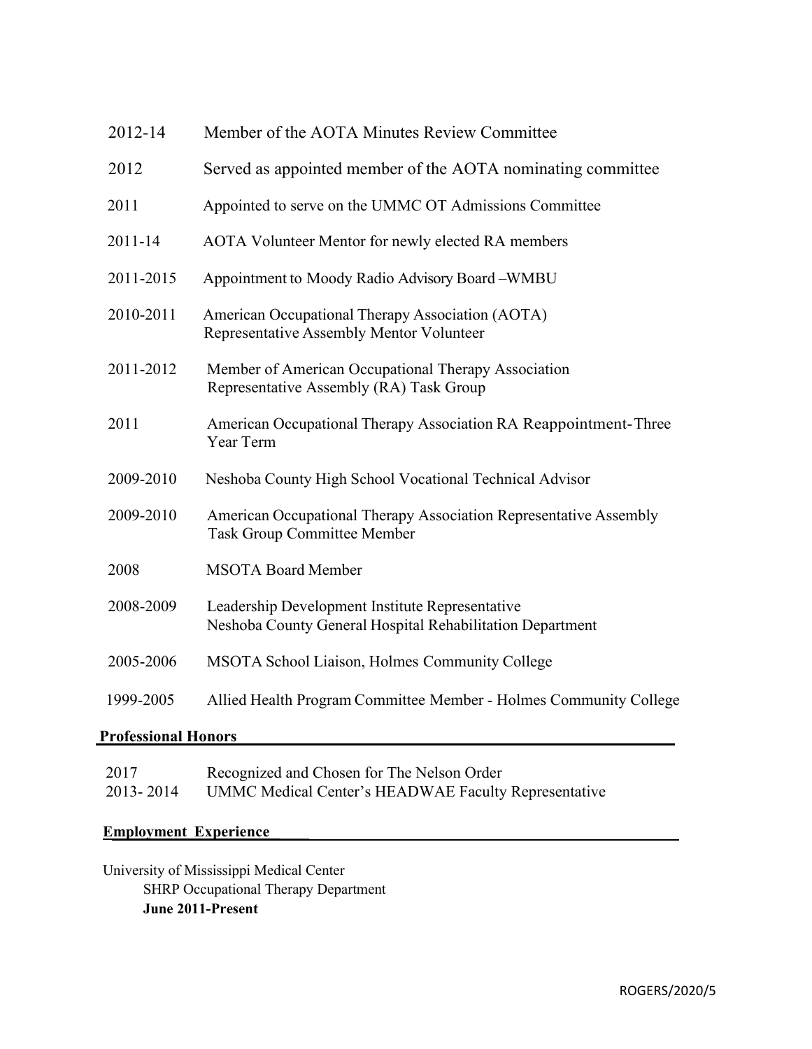| | |
|---|---|
| 2012-14 | Member of the AOTA Minutes Review Committee |
| 2012 | Served as appointed member of the AOTA nominating committee |
| 2011 | Appointed to serve on the UMMC OT Admissions Committee |
| 2011-14 | AOTA Volunteer Mentor for newly elected RA members |
| 2011-2015 | Appointment to Moody Radio Advisory Board –WMBU |
| 2010-2011 | American Occupational Therapy Association (AOTA) Representative Assembly Mentor Volunteer |
| 2011-2012 | Member of American Occupational Therapy Association Representative Assembly (RA) Task Group |
| 2011 | American Occupational Therapy Association RA Reappointment-Three Year Term |
| 2009-2010 | Neshoba County High School Vocational Technical Advisor |
| 2009-2010 | American Occupational Therapy Association Representative Assembly Task Group Committee Member |
| 2008 | MSOTA Board Member |
| 2008-2009 | Leadership Development Institute Representative<br>Neshoba County General Hospital Rehabilitation Department |
| 2005-2006 | MSOTA School Liaison, Holmes Community College |
| 1999-2005 | Allied Health Program Committee Member - Holmes Community College |

## Professional Honors

| | |
|---|---|
| 2017 | Recognized and Chosen for The Nelson Order |
| 2013- 2014 | UMMC Medical Center's HEADWAE Faculty Representative |

## Employment Experience

University of Mississippi Medical Center
SHRP Occupational Therapy Department
**June 2011-Present**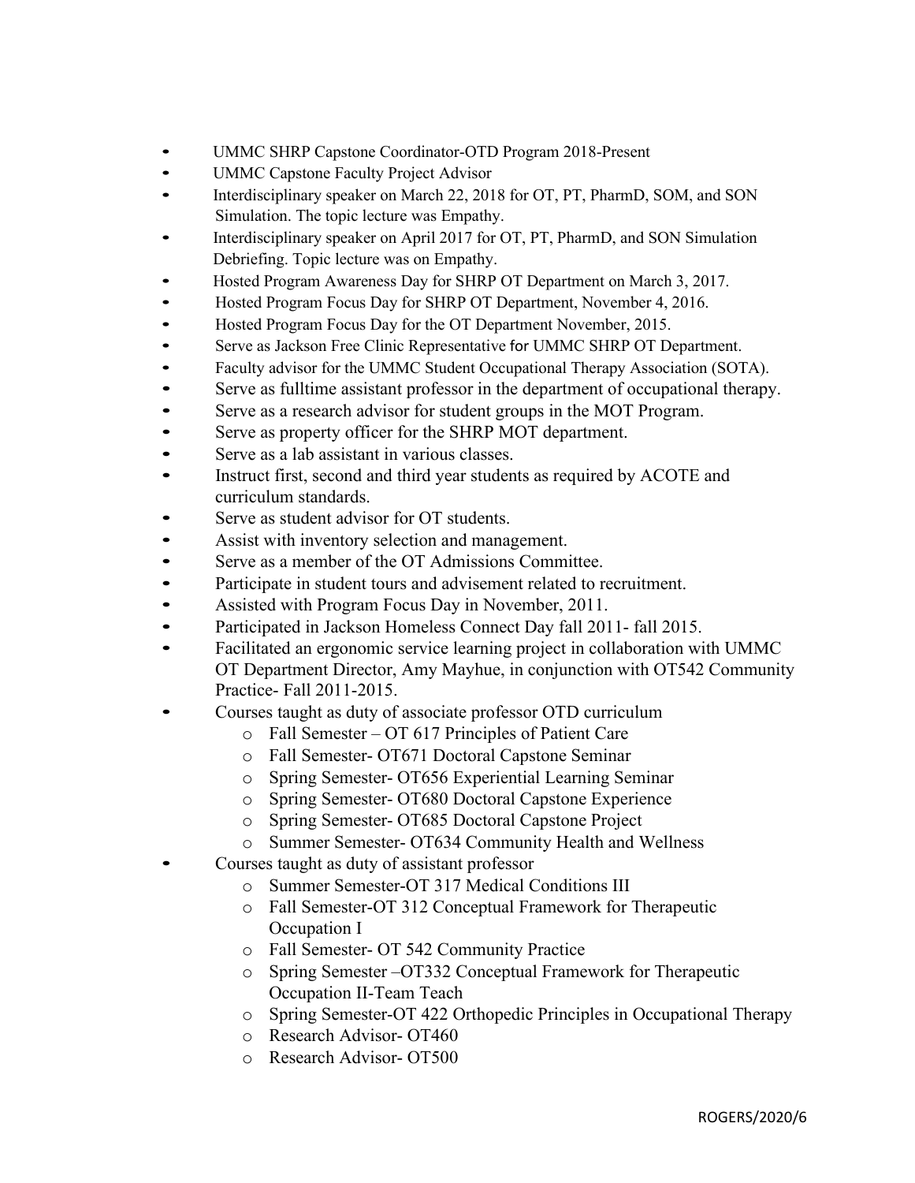- UMMC SHRP Capstone Coordinator-OTD Program 2018-Present
- UMMC Capstone Faculty Project Advisor
- Interdisciplinary speaker on March 22, 2018 for OT, PT, PharmD, SOM, and SON Simulation. The topic lecture was Empathy.
- Interdisciplinary speaker on April 2017 for OT, PT, PharmD, and SON Simulation Debriefing. Topic lecture was on Empathy.
- Hosted Program Awareness Day for SHRP OT Department on March 3, 2017.
- Hosted Program Focus Day for SHRP OT Department, November 4, 2016.
- Hosted Program Focus Day for the OT Department November, 2015.
- Serve as Jackson Free Clinic Representative for UMMC SHRP OT Department.
- Faculty advisor for the UMMC Student Occupational Therapy Association (SOTA).
- Serve as fulltime assistant professor in the department of occupational therapy.
- Serve as a research advisor for student groups in the MOT Program.
- Serve as property officer for the SHRP MOT department.
- Serve as a lab assistant in various classes.
- Instruct first, second and third year students as required by ACOTE and curriculum standards.
- Serve as student advisor for OT students.
- Assist with inventory selection and management.
- Serve as a member of the OT Admissions Committee.
- Participate in student tours and advisement related to recruitment.
- Assisted with Program Focus Day in November, 2011.
- Participated in Jackson Homeless Connect Day fall 2011- fall 2015.
- Facilitated an ergonomic service learning project in collaboration with UMMC OT Department Director, Amy Mayhue, in conjunction with OT542 Community Practice- Fall 2011-2015.
- Courses taught as duty of associate professor OTD curriculum
    - Fall Semester – OT 617 Principles of Patient Care
    - Fall Semester- OT671 Doctoral Capstone Seminar
    - Spring Semester- OT656 Experiential Learning Seminar
    - Spring Semester- OT680 Doctoral Capstone Experience
    - Spring Semester- OT685 Doctoral Capstone Project
    - Summer Semester- OT634 Community Health and Wellness
- Courses taught as duty of assistant professor
    - Summer Semester-OT 317 Medical Conditions III
    - Fall Semester-OT 312 Conceptual Framework for Therapeutic Occupation I
    - Fall Semester- OT 542 Community Practice
    - Spring Semester –OT332 Conceptual Framework for Therapeutic Occupation II-Team Teach
    - Spring Semester-OT 422 Orthopedic Principles in Occupational Therapy
    - Research Advisor- OT460
    - Research Advisor- OT500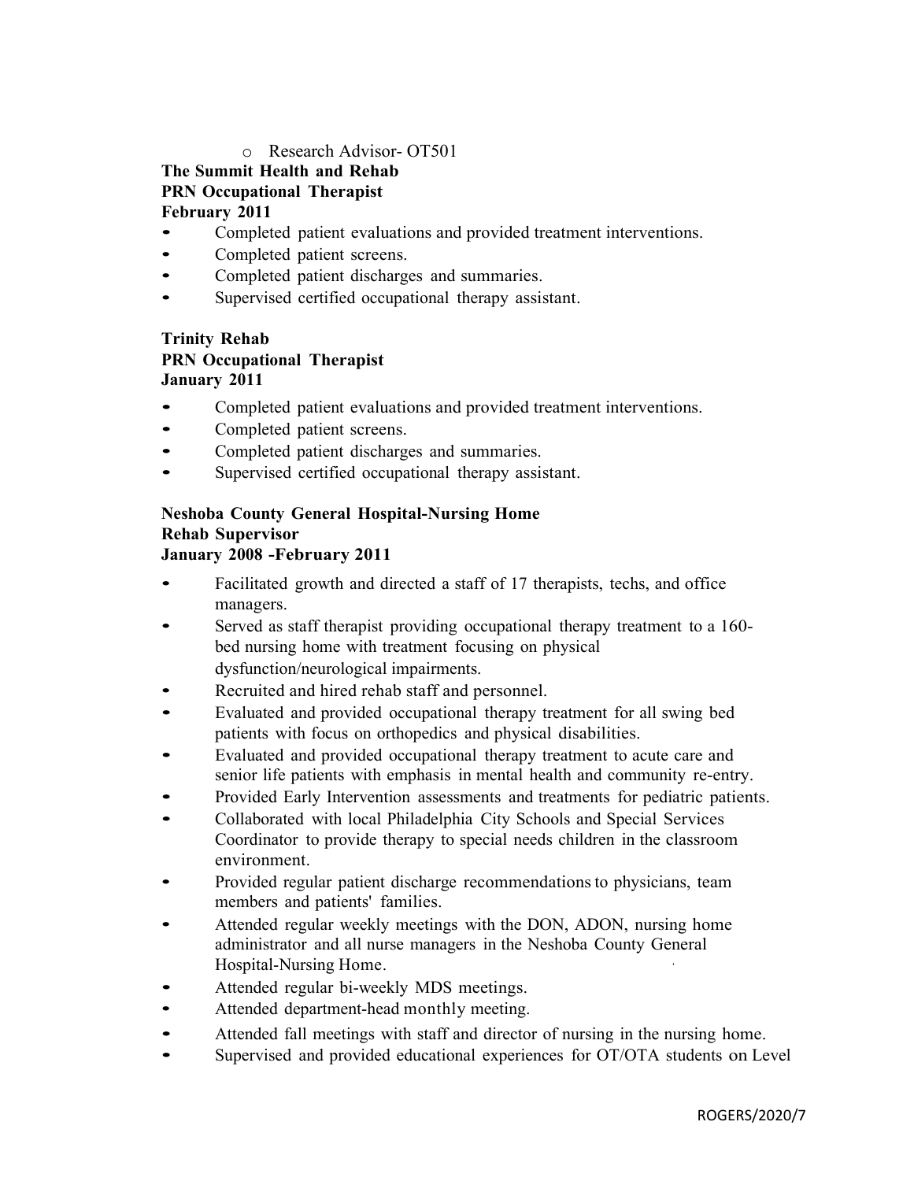- Research Advisor- OT501

**The Summit Health and Rehab**
**PRN Occupational Therapist**
**February 2011**

- Completed patient evaluations and provided treatment interventions.
- Completed patient screens.
- Completed patient discharges and summaries.
- Supervised certified occupational therapy assistant.

**Trinity Rehab**
**PRN Occupational Therapist**
**January 2011**

- Completed patient evaluations and provided treatment interventions.
- Completed patient screens.
- Completed patient discharges and summaries.
- Supervised certified occupational therapy assistant.

**Neshoba County General Hospital-Nursing Home**
**Rehab Supervisor**
**January 2008 -February 2011**

- Facilitated growth and directed a staff of 17 therapists, techs, and office managers.
- Served as staff therapist providing occupational therapy treatment to a 160-bed nursing home with treatment focusing on physical dysfunction/neurological impairments.
- Recruited and hired rehab staff and personnel.
- Evaluated and provided occupational therapy treatment for all swing bed patients with focus on orthopedics and physical disabilities.
- Evaluated and provided occupational therapy treatment to acute care and senior life patients with emphasis in mental health and community re-entry.
- Provided Early Intervention assessments and treatments for pediatric patients.
- Collaborated with local Philadelphia City Schools and Special Services Coordinator to provide therapy to special needs children in the classroom environment.
- Provided regular patient discharge recommendations to physicians, team members and patients' families.
- Attended regular weekly meetings with the DON, ADON, nursing home administrator and all nurse managers in the Neshoba County General Hospital-Nursing Home.
- Attended regular bi-weekly MDS meetings.
- Attended department-head monthly meeting.
- Attended fall meetings with staff and director of nursing in the nursing home.
- Supervised and provided educational experiences for OT/OTA students on Level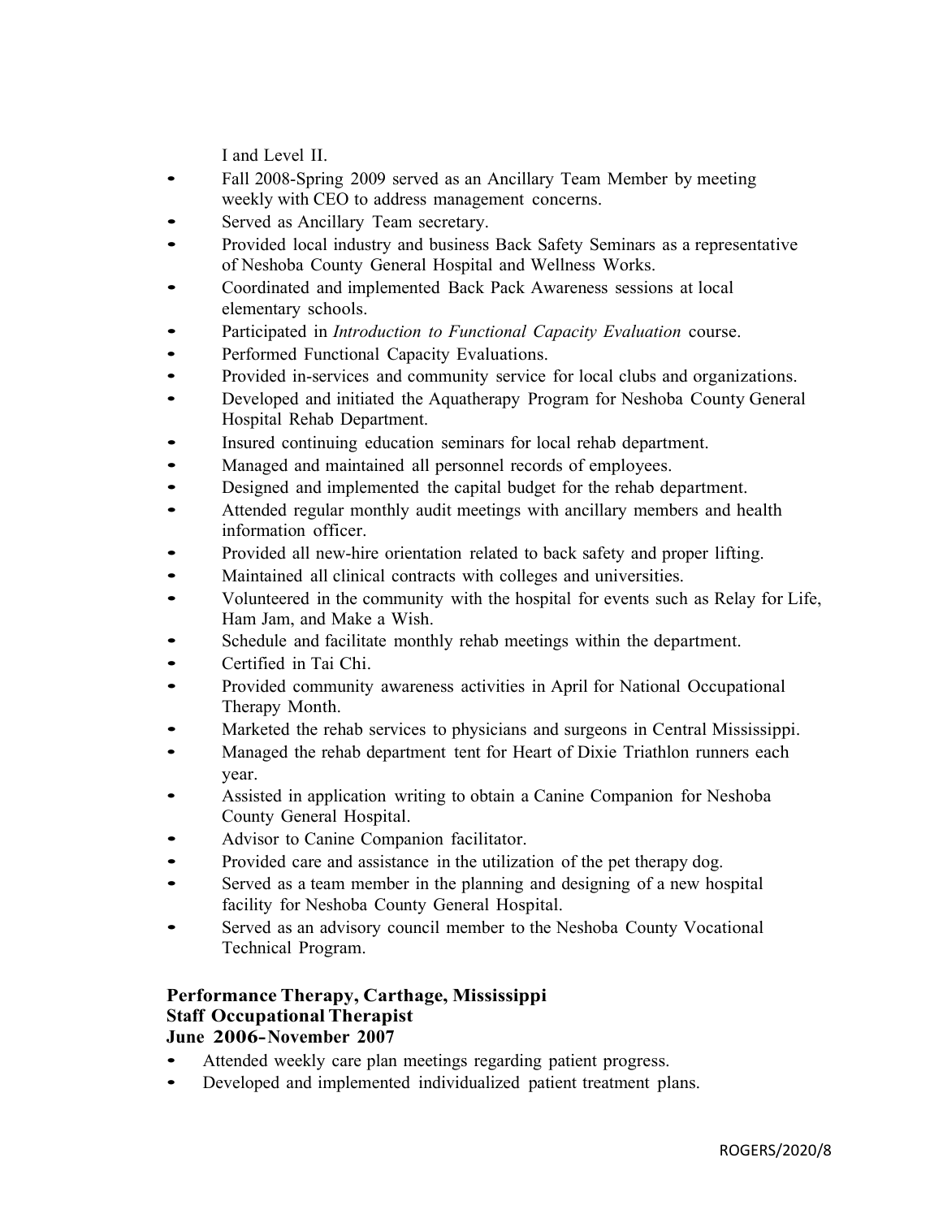I and Level II.

- Fall 2008-Spring 2009 served as an Ancillary Team Member by meeting weekly with CEO to address management concerns.
- Served as Ancillary Team secretary.
- Provided local industry and business Back Safety Seminars as a representative of Neshoba County General Hospital and Wellness Works.
- Coordinated and implemented Back Pack Awareness sessions at local elementary schools.
- Participated in *Introduction to Functional Capacity Evaluation* course.
- Performed Functional Capacity Evaluations.
- Provided in-services and community service for local clubs and organizations.
- Developed and initiated the Aquatherapy Program for Neshoba County General Hospital Rehab Department.
- Insured continuing education seminars for local rehab department.
- Managed and maintained all personnel records of employees.
- Designed and implemented the capital budget for the rehab department.
- Attended regular monthly audit meetings with ancillary members and health information officer.
- Provided all new-hire orientation related to back safety and proper lifting.
- Maintained all clinical contracts with colleges and universities.
- Volunteered in the community with the hospital for events such as Relay for Life, Ham Jam, and Make a Wish.
- Schedule and facilitate monthly rehab meetings within the department.
- Certified in Tai Chi.
- Provided community awareness activities in April for National Occupational Therapy Month.
- Marketed the rehab services to physicians and surgeons in Central Mississippi.
- Managed the rehab department tent for Heart of Dixie Triathlon runners each year.
- Assisted in application writing to obtain a Canine Companion for Neshoba County General Hospital.
- Advisor to Canine Companion facilitator.
- Provided care and assistance in the utilization of the pet therapy dog.
- Served as a team member in the planning and designing of a new hospital facility for Neshoba County General Hospital.
- Served as an advisory council member to the Neshoba County Vocational Technical Program.

**Performance Therapy, Carthage, Mississippi**
**Staff Occupational Therapist**
**June 2006-November 2007**

- Attended weekly care plan meetings regarding patient progress.
- Developed and implemented individualized patient treatment plans.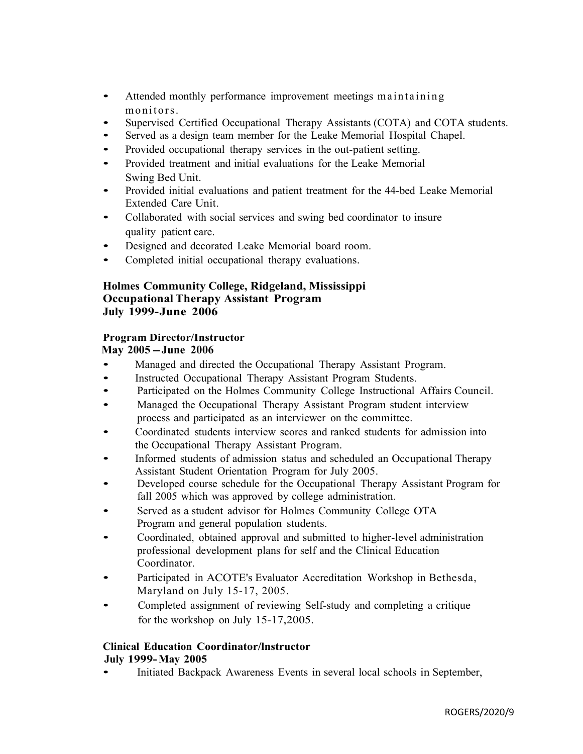- Attended monthly performance improvement meetings maintaining monitors.
- Supervised Certified Occupational Therapy Assistants (COTA) and COTA students.
- Served as a design team member for the Leake Memorial Hospital Chapel.
- Provided occupational therapy services in the out-patient setting.
- Provided treatment and initial evaluations for the Leake Memorial Swing Bed Unit.
- Provided initial evaluations and patient treatment for the 44-bed Leake Memorial Extended Care Unit.
- Collaborated with social services and swing bed coordinator to insure quality patient care.
- Designed and decorated Leake Memorial board room.
- Completed initial occupational therapy evaluations.

**Holmes Community College, Ridgeland, Mississippi**
**Occupational Therapy Assistant Program**
**July 1999-June 2006**

**Program Director/Instructor**
**May 2005 – June 2006**

- Managed and directed the Occupational Therapy Assistant Program.
- Instructed Occupational Therapy Assistant Program Students.
- Participated on the Holmes Community College Instructional Affairs Council.
- Managed the Occupational Therapy Assistant Program student interview process and participated as an interviewer on the committee.
- Coordinated students interview scores and ranked students for admission into the Occupational Therapy Assistant Program.
- Informed students of admission status and scheduled an Occupational Therapy Assistant Student Orientation Program for July 2005.
- Developed course schedule for the Occupational Therapy Assistant Program for fall 2005 which was approved by college administration.
- Served as a student advisor for Holmes Community College OTA Program and general population students.
- Coordinated, obtained approval and submitted to higher-level administration professional development plans for self and the Clinical Education Coordinator.
- Participated in ACOTE's Evaluator Accreditation Workshop in Bethesda, Maryland on July 15-17, 2005.
- Completed assignment of reviewing Self-study and completing a critique for the workshop on July 15-17,2005.

**Clinical Education Coordinator/Instructor**
**July 1999- May 2005**

- Initiated Backpack Awareness Events in several local schools in September,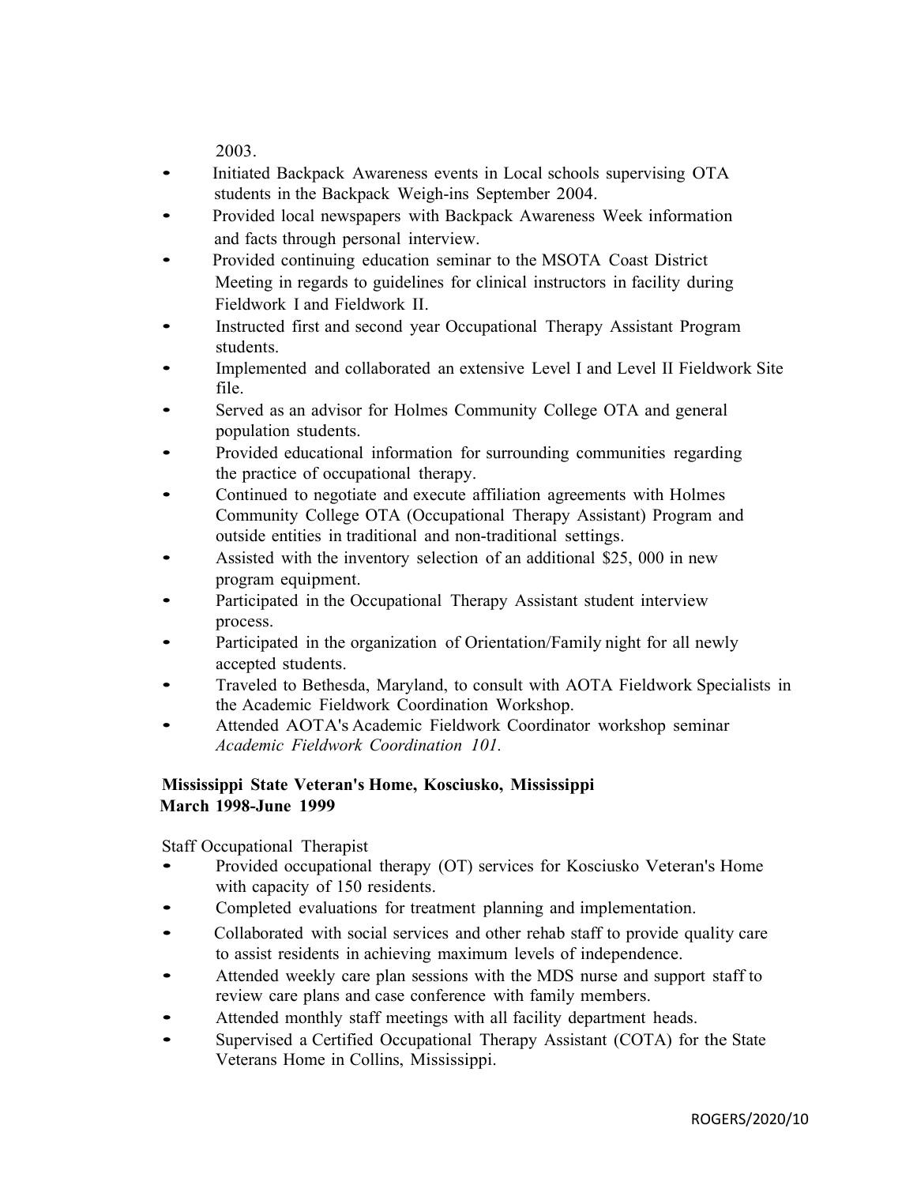2003.

- Initiated Backpack Awareness events in Local schools supervising OTA students in the Backpack Weigh-ins September 2004.
- Provided local newspapers with Backpack Awareness Week information and facts through personal interview.
- Provided continuing education seminar to the MSOTA Coast District Meeting in regards to guidelines for clinical instructors in facility during Fieldwork I and Fieldwork II.
- Instructed first and second year Occupational Therapy Assistant Program students.
- Implemented and collaborated an extensive Level I and Level II Fieldwork Site file.
- Served as an advisor for Holmes Community College OTA and general population students.
- Provided educational information for surrounding communities regarding the practice of occupational therapy.
- Continued to negotiate and execute affiliation agreements with Holmes Community College OTA (Occupational Therapy Assistant) Program and outside entities in traditional and non-traditional settings.
- Assisted with the inventory selection of an additional $25, 000 in new program equipment.
- Participated in the Occupational Therapy Assistant student interview process.
- Participated in the organization of Orientation/Family night for all newly accepted students.
- Traveled to Bethesda, Maryland, to consult with AOTA Fieldwork Specialists in the Academic Fieldwork Coordination Workshop.
- Attended AOTA's Academic Fieldwork Coordinator workshop seminar *Academic Fieldwork Coordination 101.*

**Mississippi State Veteran's Home, Kosciusko, Mississippi**
**March 1998-June 1999**

Staff Occupational Therapist

- Provided occupational therapy (OT) services for Kosciusko Veteran's Home with capacity of 150 residents.
- Completed evaluations for treatment planning and implementation.
- Collaborated with social services and other rehab staff to provide quality care to assist residents in achieving maximum levels of independence.
- Attended weekly care plan sessions with the MDS nurse and support staff to review care plans and case conference with family members.
- Attended monthly staff meetings with all facility department heads.
- Supervised a Certified Occupational Therapy Assistant (COTA) for the State Veterans Home in Collins, Mississippi.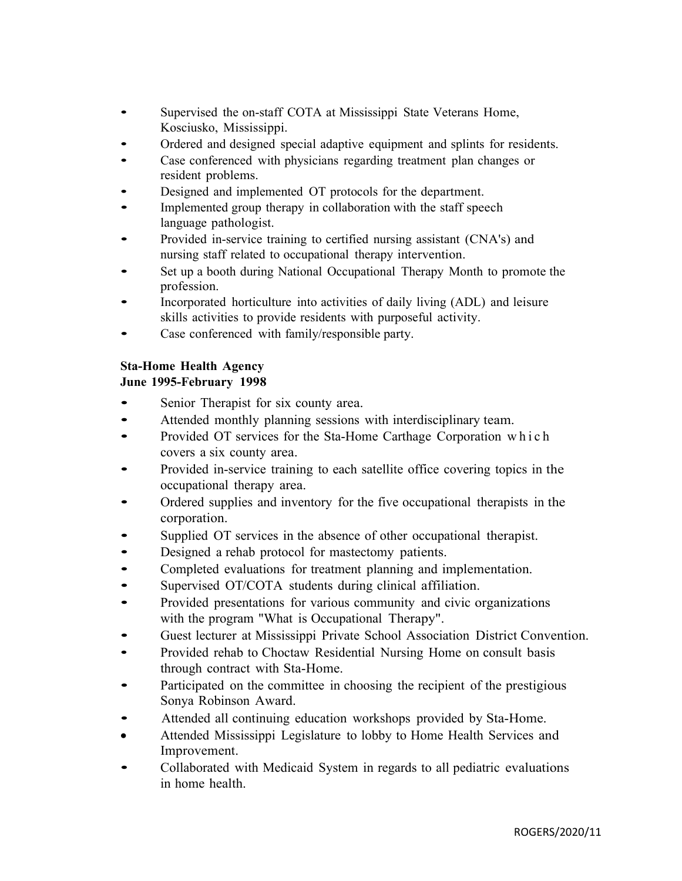- Supervised the on-staff COTA at Mississippi State Veterans Home, Kosciusko, Mississippi.
- Ordered and designed special adaptive equipment and splints for residents.
- Case conferenced with physicians regarding treatment plan changes or resident problems.
- Designed and implemented OT protocols for the department.
- Implemented group therapy in collaboration with the staff speech language pathologist.
- Provided in-service training to certified nursing assistant (CNA's) and nursing staff related to occupational therapy intervention.
- Set up a booth during National Occupational Therapy Month to promote the profession.
- Incorporated horticulture into activities of daily living (ADL) and leisure skills activities to provide residents with purposeful activity.
- Case conferenced with family/responsible party.

**Sta-Home Health Agency**
**June 1995-February 1998**

- Senior Therapist for six county area.
- Attended monthly planning sessions with interdisciplinary team.
- Provided OT services for the Sta-Home Carthage Corporation which covers a six county area.
- Provided in-service training to each satellite office covering topics in the occupational therapy area.
- Ordered supplies and inventory for the five occupational therapists in the corporation.
- Supplied OT services in the absence of other occupational therapist.
- Designed a rehab protocol for mastectomy patients.
- Completed evaluations for treatment planning and implementation.
- Supervised OT/COTA students during clinical affiliation.
- Provided presentations for various community and civic organizations with the program "What is Occupational Therapy".
- Guest lecturer at Mississippi Private School Association District Convention.
- Provided rehab to Choctaw Residential Nursing Home on consult basis through contract with Sta-Home.
- Participated on the committee in choosing the recipient of the prestigious Sonya Robinson Award.
- Attended all continuing education workshops provided by Sta-Home.
- Attended Mississippi Legislature to lobby to Home Health Services and Improvement.
- Collaborated with Medicaid System in regards to all pediatric evaluations in home health.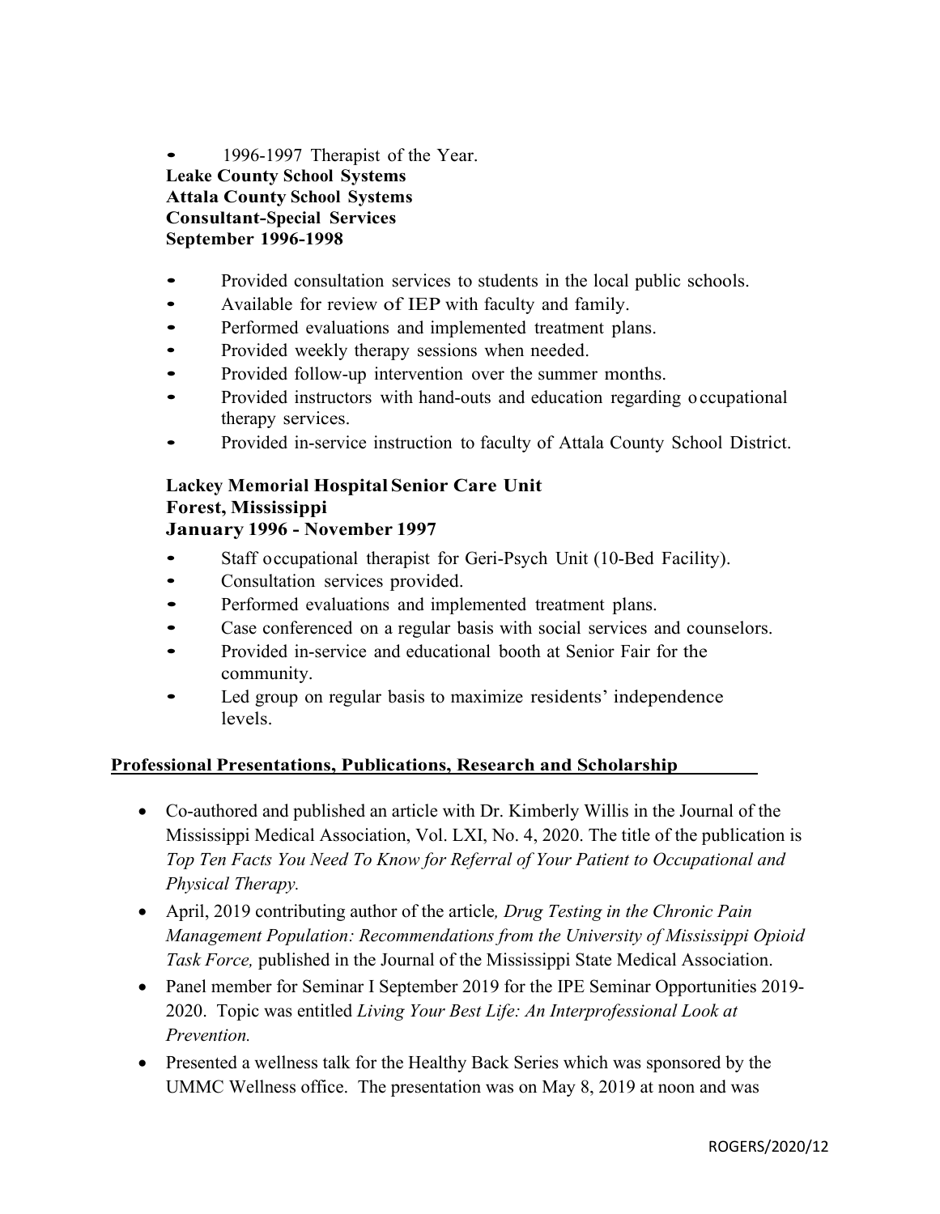- 1996-1997 Therapist of the Year.

**Leake County School Systems**
**Attala County School Systems**
**Consultant-Special Services**
**September 1996-1998**

- Provided consultation services to students in the local public schools.
- Available for review of IEP with faculty and family.
- Performed evaluations and implemented treatment plans.
- Provided weekly therapy sessions when needed.
- Provided follow-up intervention over the summer months.
- Provided instructors with hand-outs and education regarding occupational therapy services.
- Provided in-service instruction to faculty of Attala County School District.

**Lackey Memorial Hospital Senior Care Unit**
**Forest, Mississippi**
**January 1996 - November 1997**

- Staff occupational therapist for Geri-Psych Unit (10-Bed Facility).
- Consultation services provided.
- Performed evaluations and implemented treatment plans.
- Case conferenced on a regular basis with social services and counselors.
- Provided in-service and educational booth at Senior Fair for the community.
- Led group on regular basis to maximize residents' independence levels.

## Professional Presentations, Publications, Research and Scholarship

- Co-authored and published an article with Dr. Kimberly Willis in the Journal of the Mississippi Medical Association, Vol. LXI, No. 4, 2020. The title of the publication is *Top Ten Facts You Need To Know for Referral of Your Patient to Occupational and Physical Therapy.*
- April, 2019 contributing author of the article*, Drug Testing in the Chronic Pain Management Population: Recommendations from the University of Mississippi Opioid Task Force,* published in the Journal of the Mississippi State Medical Association.
- Panel member for Seminar I September 2019 for the IPE Seminar Opportunities 2019-2020. Topic was entitled *Living Your Best Life: An Interprofessional Look at Prevention.*
- Presented a wellness talk for the Healthy Back Series which was sponsored by the UMMC Wellness office. The presentation was on May 8, 2019 at noon and was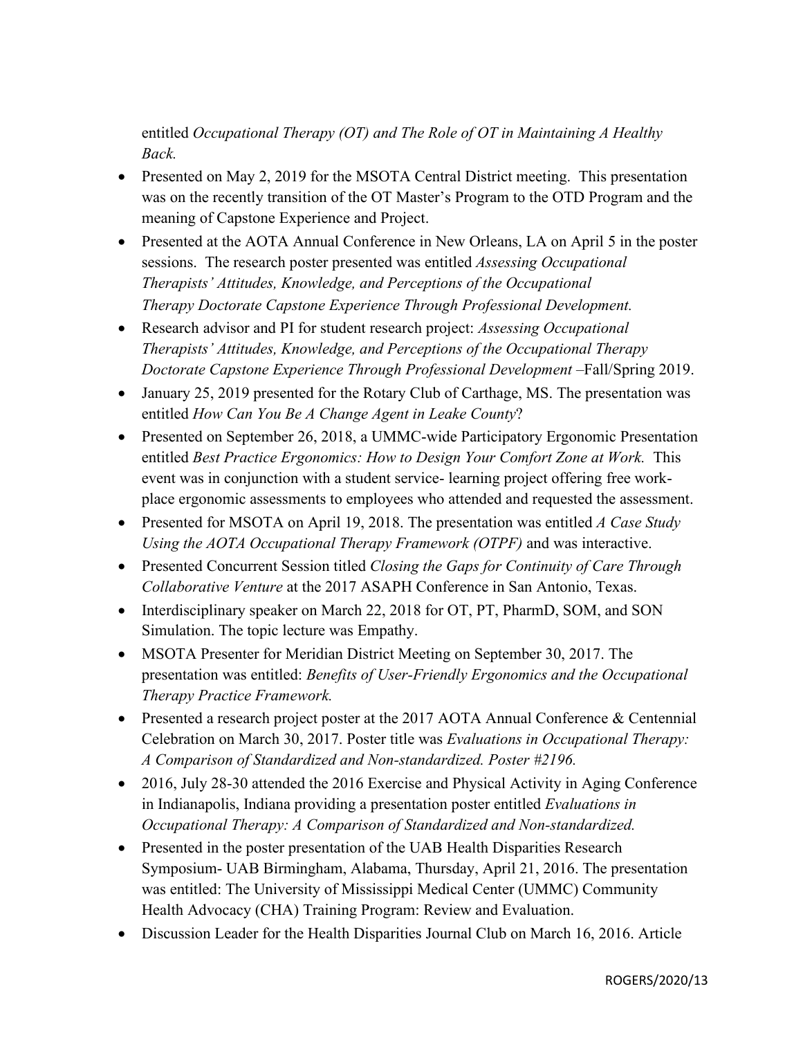entitled *Occupational Therapy (OT) and The Role of OT in Maintaining A Healthy Back.*

- Presented on May 2, 2019 for the MSOTA Central District meeting. This presentation was on the recently transition of the OT Master's Program to the OTD Program and the meaning of Capstone Experience and Project.
- Presented at the AOTA Annual Conference in New Orleans, LA on April 5 in the poster sessions. The research poster presented was entitled *Assessing Occupational Therapists' Attitudes, Knowledge, and Perceptions of the Occupational Therapy Doctorate Capstone Experience Through Professional Development.*
- Research advisor and PI for student research project: *Assessing Occupational Therapists' Attitudes, Knowledge, and Perceptions of the Occupational Therapy Doctorate Capstone Experience Through Professional Development* –Fall/Spring 2019.
- January 25, 2019 presented for the Rotary Club of Carthage, MS. The presentation was entitled *How Can You Be A Change Agent in Leake County*?
- Presented on September 26, 2018, a UMMC-wide Participatory Ergonomic Presentation entitled *Best Practice Ergonomics: How to Design Your Comfort Zone at Work.* This event was in conjunction with a student service- learning project offering free work-place ergonomic assessments to employees who attended and requested the assessment.
- Presented for MSOTA on April 19, 2018. The presentation was entitled *A Case Study Using the AOTA Occupational Therapy Framework (OTPF)* and was interactive.
- Presented Concurrent Session titled *Closing the Gaps for Continuity of Care Through Collaborative Venture* at the 2017 ASAPH Conference in San Antonio, Texas.
- Interdisciplinary speaker on March 22, 2018 for OT, PT, PharmD, SOM, and SON Simulation. The topic lecture was Empathy.
- MSOTA Presenter for Meridian District Meeting on September 30, 2017. The presentation was entitled: *Benefits of User-Friendly Ergonomics and the Occupational Therapy Practice Framework.*
- Presented a research project poster at the 2017 AOTA Annual Conference & Centennial Celebration on March 30, 2017. Poster title was *Evaluations in Occupational Therapy: A Comparison of Standardized and Non-standardized. Poster #2196.*
- 2016, July 28-30 attended the 2016 Exercise and Physical Activity in Aging Conference in Indianapolis, Indiana providing a presentation poster entitled *Evaluations in Occupational Therapy: A Comparison of Standardized and Non-standardized.*
- Presented in the poster presentation of the UAB Health Disparities Research Symposium- UAB Birmingham, Alabama, Thursday, April 21, 2016. The presentation was entitled: The University of Mississippi Medical Center (UMMC) Community Health Advocacy (CHA) Training Program: Review and Evaluation.
- Discussion Leader for the Health Disparities Journal Club on March 16, 2016. Article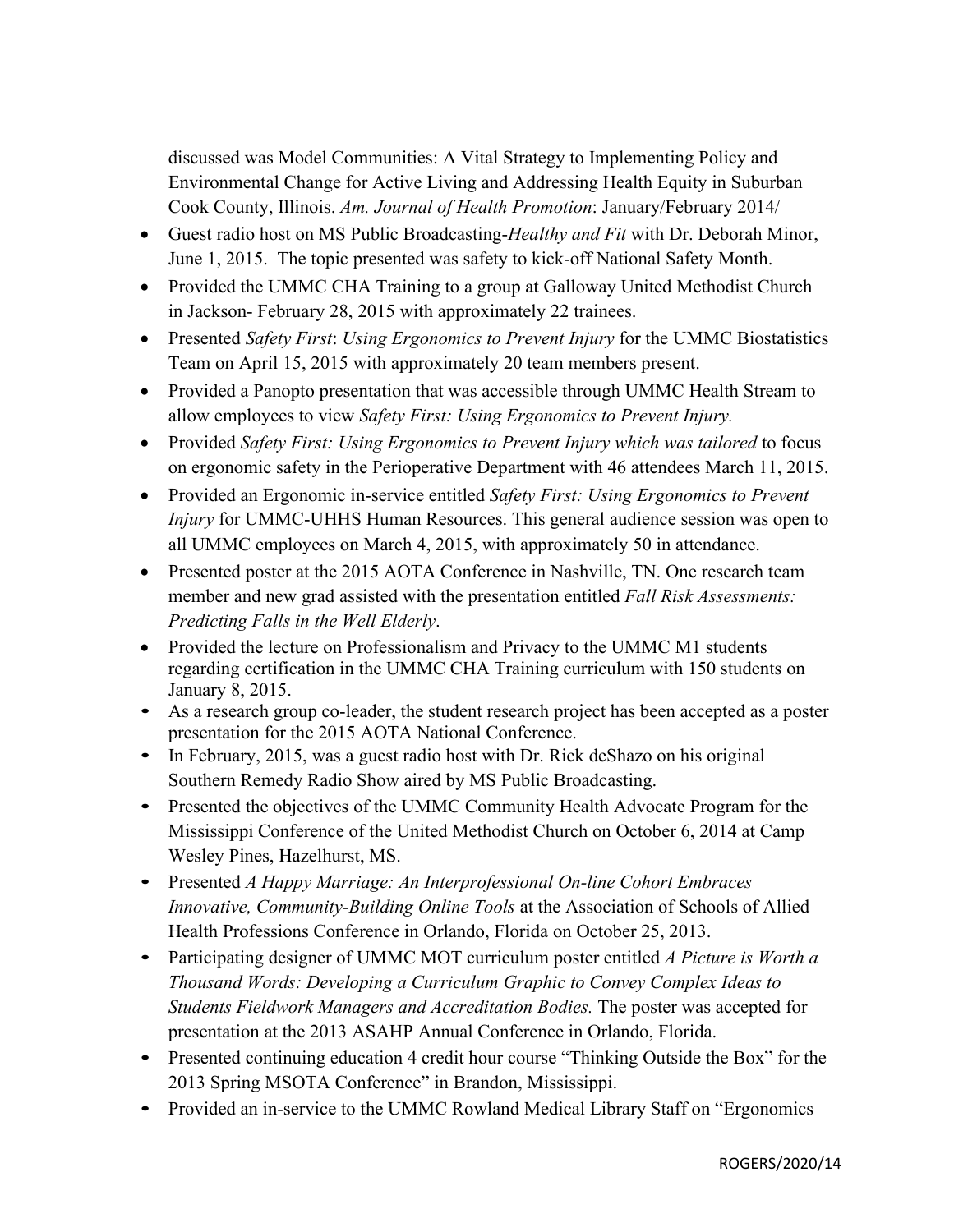discussed was Model Communities: A Vital Strategy to Implementing Policy and Environmental Change for Active Living and Addressing Health Equity in Suburban Cook County, Illinois. *Am. Journal of Health Promotion*: January/February 2014/

- Guest radio host on MS Public Broadcasting-*Healthy and Fit* with Dr. Deborah Minor, June 1, 2015. The topic presented was safety to kick-off National Safety Month.
- Provided the UMMC CHA Training to a group at Galloway United Methodist Church in Jackson- February 28, 2015 with approximately 22 trainees.
- Presented *Safety First*: *Using Ergonomics to Prevent Injury* for the UMMC Biostatistics Team on April 15, 2015 with approximately 20 team members present.
- Provided a Panopto presentation that was accessible through UMMC Health Stream to allow employees to view *Safety First: Using Ergonomics to Prevent Injury.*
- Provided *Safety First: Using Ergonomics to Prevent Injury which was tailored* to focus on ergonomic safety in the Perioperative Department with 46 attendees March 11, 2015.
- Provided an Ergonomic in-service entitled *Safety First: Using Ergonomics to Prevent Injury* for UMMC-UHHS Human Resources. This general audience session was open to all UMMC employees on March 4, 2015, with approximately 50 in attendance.
- Presented poster at the 2015 AOTA Conference in Nashville, TN. One research team member and new grad assisted with the presentation entitled *Fall Risk Assessments: Predicting Falls in the Well Elderly*.
- Provided the lecture on Professionalism and Privacy to the UMMC M1 students regarding certification in the UMMC CHA Training curriculum with 150 students on January 8, 2015.
- As a research group co-leader, the student research project has been accepted as a poster presentation for the 2015 AOTA National Conference.
- In February, 2015, was a guest radio host with Dr. Rick deShazo on his original Southern Remedy Radio Show aired by MS Public Broadcasting.
- Presented the objectives of the UMMC Community Health Advocate Program for the Mississippi Conference of the United Methodist Church on October 6, 2014 at Camp Wesley Pines, Hazelhurst, MS.
- Presented *A Happy Marriage: An Interprofessional On-line Cohort Embraces Innovative, Community-Building Online Tools* at the Association of Schools of Allied Health Professions Conference in Orlando, Florida on October 25, 2013.
- Participating designer of UMMC MOT curriculum poster entitled *A Picture is Worth a Thousand Words: Developing a Curriculum Graphic to Convey Complex Ideas to Students Fieldwork Managers and Accreditation Bodies.* The poster was accepted for presentation at the 2013 ASAHP Annual Conference in Orlando, Florida.
- Presented continuing education 4 credit hour course "Thinking Outside the Box" for the 2013 Spring MSOTA Conference" in Brandon, Mississippi.
- Provided an in-service to the UMMC Rowland Medical Library Staff on "Ergonomics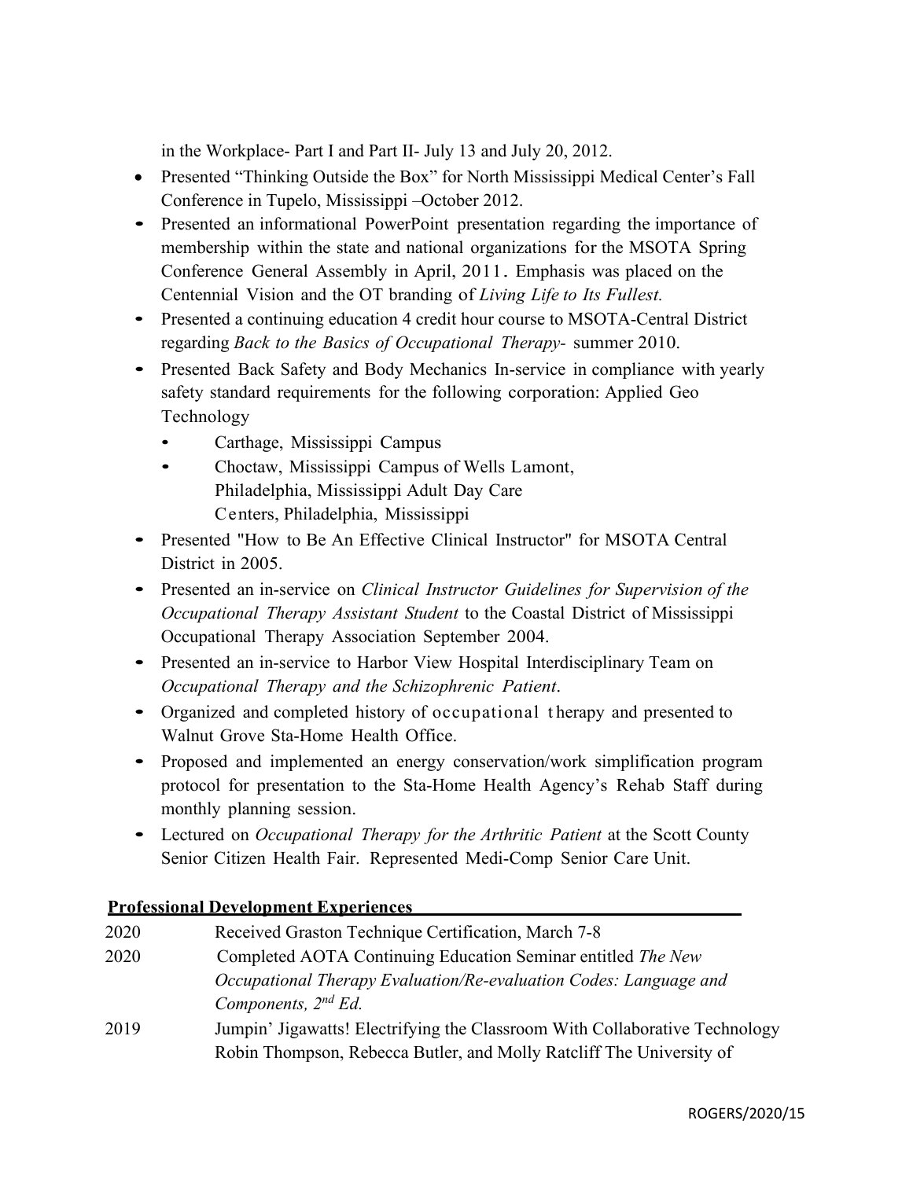in the Workplace- Part I and Part II- July 13 and July 20, 2012.

- Presented "Thinking Outside the Box" for North Mississippi Medical Center's Fall Conference in Tupelo, Mississippi –October 2012.
- Presented an informational PowerPoint presentation regarding the importance of membership within the state and national organizations for the MSOTA Spring Conference General Assembly in April, 2011. Emphasis was placed on the Centennial Vision and the OT branding of *Living Life to Its Fullest.*
- Presented a continuing education 4 credit hour course to MSOTA-Central District regarding *Back to the Basics of Occupational Therapy-* summer 2010.
- Presented Back Safety and Body Mechanics In-service in compliance with yearly safety standard requirements for the following corporation: Applied Geo Technology
  - Carthage, Mississippi Campus
  - Choctaw, Mississippi Campus of Wells Lamont, Philadelphia, Mississippi Adult Day Care Centers, Philadelphia, Mississippi
- Presented "How to Be An Effective Clinical Instructor" for MSOTA Central District in 2005.
- Presented an in-service on *Clinical Instructor Guidelines for Supervision of the Occupational Therapy Assistant Student* to the Coastal District of Mississippi Occupational Therapy Association September 2004.
- Presented an in-service to Harbor View Hospital Interdisciplinary Team on *Occupational Therapy and the Schizophrenic Patient*.
- Organized and completed history of occupational therapy and presented to Walnut Grove Sta-Home Health Office.
- Proposed and implemented an energy conservation/work simplification program protocol for presentation to the Sta-Home Health Agency's Rehab Staff during monthly planning session.
- Lectured on *Occupational Therapy for the Arthritic Patient* at the Scott County Senior Citizen Health Fair. Represented Medi-Comp Senior Care Unit.

**Professional Development Experiences**

2020 Received Graston Technique Certification, March 7-8

2020 Completed AOTA Continuing Education Seminar entitled *The New Occupational Therapy Evaluation/Re-evaluation Codes: Language and Components, 2nd Ed.*

2019 Jumpin' Jigawatts! Electrifying the Classroom With Collaborative Technology Robin Thompson, Rebecca Butler, and Molly Ratcliff The University of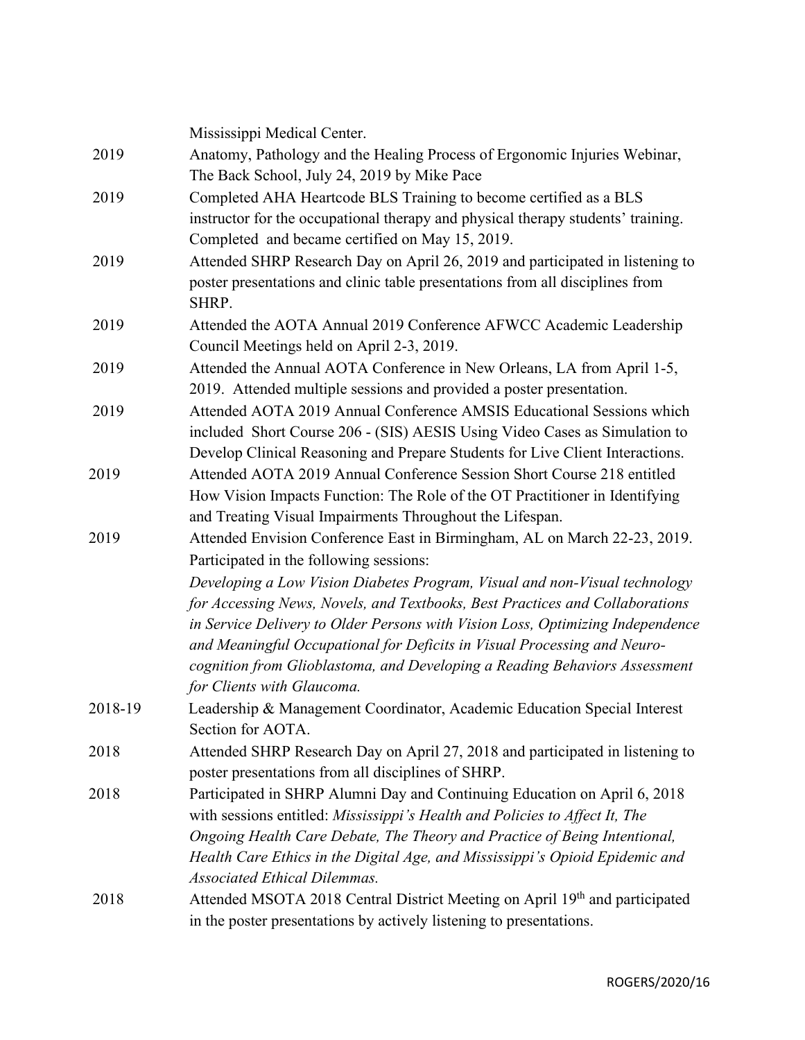| | |
|---|---|
| | Mississippi Medical Center. |
| 2019 | Anatomy, Pathology and the Healing Process of Ergonomic Injuries Webinar, The Back School, July 24, 2019 by Mike Pace |
| 2019 | Completed AHA Heartcode BLS Training to become certified as a BLS instructor for the occupational therapy and physical therapy students' training. Completed and became certified on May 15, 2019. |
| 2019 | Attended SHRP Research Day on April 26, 2019 and participated in listening to poster presentations and clinic table presentations from all disciplines from SHRP. |
| 2019 | Attended the AOTA Annual 2019 Conference AFWCC Academic Leadership Council Meetings held on April 2-3, 2019. |
| 2019 | Attended the Annual AOTA Conference in New Orleans, LA from April 1-5, 2019. Attended multiple sessions and provided a poster presentation. |
| 2019 | Attended AOTA 2019 Annual Conference AMSIS Educational Sessions which included Short Course 206 - (SIS) AESIS Using Video Cases as Simulation to Develop Clinical Reasoning and Prepare Students for Live Client Interactions. |
| 2019 | Attended AOTA 2019 Annual Conference Session Short Course 218 entitled How Vision Impacts Function: The Role of the OT Practitioner in Identifying and Treating Visual Impairments Throughout the Lifespan. |
| 2019 | Attended Envision Conference East in Birmingham, AL on March 22-23, 2019. Participated in the following sessions: *Developing a Low Vision Diabetes Program, Visual and non-Visual technology for Accessing News, Novels, and Textbooks, Best Practices and Collaborations in Service Delivery to Older Persons with Vision Loss, Optimizing Independence and Meaningful Occupational for Deficits in Visual Processing and Neuro-cognition from Glioblastoma, and Developing a Reading Behaviors Assessment for Clients with Glaucoma.* |
| 2018-19 | Leadership & Management Coordinator, Academic Education Special Interest Section for AOTA. |
| 2018 | Attended SHRP Research Day on April 27, 2018 and participated in listening to poster presentations from all disciplines of SHRP. |
| 2018 | Participated in SHRP Alumni Day and Continuing Education on April 6, 2018 with sessions entitled: *Mississippi's Health and Policies to Affect It, The Ongoing Health Care Debate, The Theory and Practice of Being Intentional, Health Care Ethics in the Digital Age, and Mississippi's Opioid Epidemic and Associated Ethical Dilemmas.* |
| 2018 | Attended MSOTA 2018 Central District Meeting on April 19th and participated in the poster presentations by actively listening to presentations. |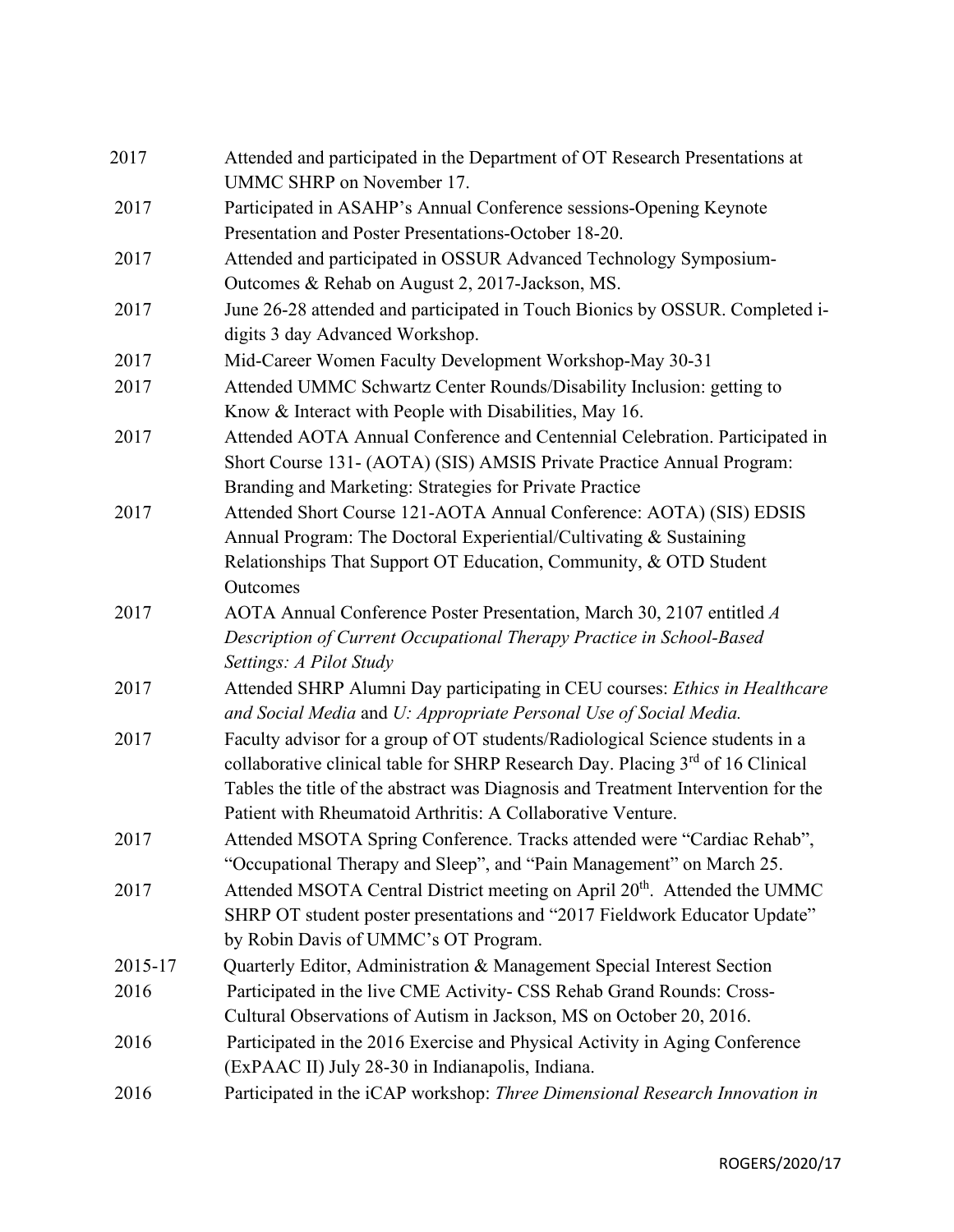| | |
|---|---|
| 2017 | Attended and participated in the Department of OT Research Presentations at UMMC SHRP on November 17. |
| 2017 | Participated in ASAHP's Annual Conference sessions-Opening Keynote Presentation and Poster Presentations-October 18-20. |
| 2017 | Attended and participated in OSSUR Advanced Technology Symposium-Outcomes & Rehab on August 2, 2017-Jackson, MS. |
| 2017 | June 26-28 attended and participated in Touch Bionics by OSSUR. Completed i-digits 3 day Advanced Workshop. |
| 2017 | Mid-Career Women Faculty Development Workshop-May 30-31 |
| 2017 | Attended UMMC Schwartz Center Rounds/Disability Inclusion: getting to Know & Interact with People with Disabilities, May 16. |
| 2017 | Attended AOTA Annual Conference and Centennial Celebration. Participated in Short Course 131- (AOTA) (SIS) AMSIS Private Practice Annual Program: Branding and Marketing: Strategies for Private Practice |
| 2017 | Attended Short Course 121-AOTA Annual Conference: AOTA) (SIS) EDSIS Annual Program: The Doctoral Experiential/Cultivating & Sustaining Relationships That Support OT Education, Community, & OTD Student Outcomes |
| 2017 | AOTA Annual Conference Poster Presentation, March 30, 2107 entitled *A Description of Current Occupational Therapy Practice in School-Based Settings: A Pilot Study* |
| 2017 | Attended SHRP Alumni Day participating in CEU courses: *Ethics in Healthcare and Social Media* and *U: Appropriate Personal Use of Social Media.* |
| 2017 | Faculty advisor for a group of OT students/Radiological Science students in a collaborative clinical table for SHRP Research Day. Placing 3rd of 16 Clinical Tables the title of the abstract was Diagnosis and Treatment Intervention for the Patient with Rheumatoid Arthritis: A Collaborative Venture. |
| 2017 | Attended MSOTA Spring Conference. Tracks attended were "Cardiac Rehab", "Occupational Therapy and Sleep", and "Pain Management" on March 25. |
| 2017 | Attended MSOTA Central District meeting on April 20th. Attended the UMMC SHRP OT student poster presentations and "2017 Fieldwork Educator Update" by Robin Davis of UMMC's OT Program. |
| 2015-17 | Quarterly Editor, Administration & Management Special Interest Section |
| 2016 | Participated in the live CME Activity- CSS Rehab Grand Rounds: Cross-Cultural Observations of Autism in Jackson, MS on October 20, 2016. |
| 2016 | Participated in the 2016 Exercise and Physical Activity in Aging Conference (ExPAAC II) July 28-30 in Indianapolis, Indiana. |
| 2016 | Participated in the iCAP workshop: *Three Dimensional Research Innovation in* |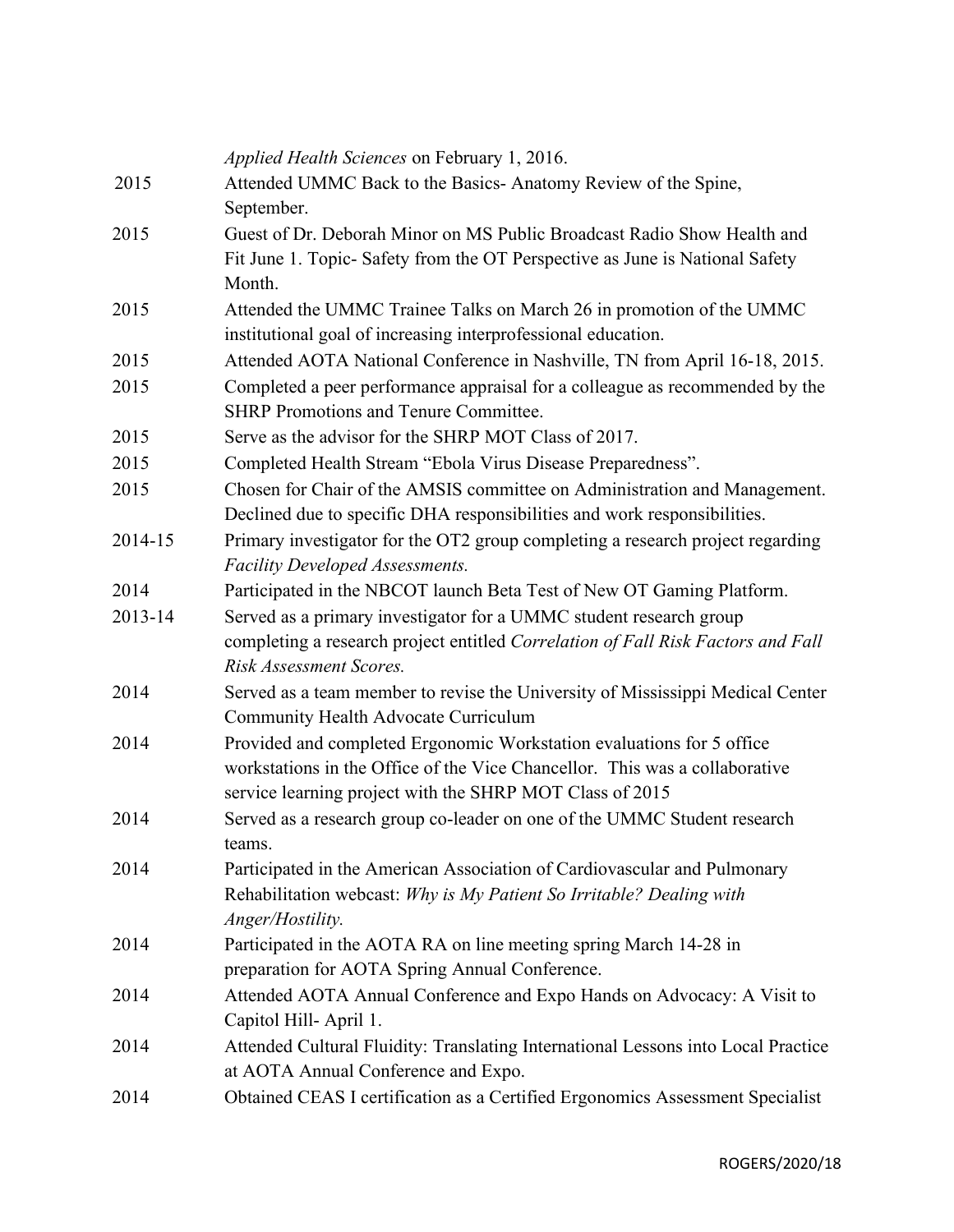| | |
|---|---|
| | *Applied Health Sciences* on February 1, 2016. |
| 2015 | Attended UMMC Back to the Basics- Anatomy Review of the Spine, September. |
| 2015 | Guest of Dr. Deborah Minor on MS Public Broadcast Radio Show Health and Fit June 1. Topic- Safety from the OT Perspective as June is National Safety Month. |
| 2015 | Attended the UMMC Trainee Talks on March 26 in promotion of the UMMC institutional goal of increasing interprofessional education. |
| 2015 | Attended AOTA National Conference in Nashville, TN from April 16-18, 2015. |
| 2015 | Completed a peer performance appraisal for a colleague as recommended by the SHRP Promotions and Tenure Committee. |
| 2015 | Serve as the advisor for the SHRP MOT Class of 2017. |
| 2015 | Completed Health Stream "Ebola Virus Disease Preparedness". |
| 2015 | Chosen for Chair of the AMSIS committee on Administration and Management. Declined due to specific DHA responsibilities and work responsibilities. |
| 2014-15 | Primary investigator for the OT2 group completing a research project regarding *Facility Developed Assessments.* |
| 2014 | Participated in the NBCOT launch Beta Test of New OT Gaming Platform. |
| 2013-14 | Served as a primary investigator for a UMMC student research group completing a research project entitled *Correlation of Fall Risk Factors and Fall Risk Assessment Scores.* |
| 2014 | Served as a team member to revise the University of Mississippi Medical Center Community Health Advocate Curriculum |
| 2014 | Provided and completed Ergonomic Workstation evaluations for 5 office workstations in the Office of the Vice Chancellor. This was a collaborative service learning project with the SHRP MOT Class of 2015 |
| 2014 | Served as a research group co-leader on one of the UMMC Student research teams. |
| 2014 | Participated in the American Association of Cardiovascular and Pulmonary Rehabilitation webcast: *Why is My Patient So Irritable? Dealing with Anger/Hostility.* |
| 2014 | Participated in the AOTA RA on line meeting spring March 14-28 in preparation for AOTA Spring Annual Conference. |
| 2014 | Attended AOTA Annual Conference and Expo Hands on Advocacy: A Visit to Capitol Hill- April 1. |
| 2014 | Attended Cultural Fluidity: Translating International Lessons into Local Practice at AOTA Annual Conference and Expo. |
| 2014 | Obtained CEAS I certification as a Certified Ergonomics Assessment Specialist |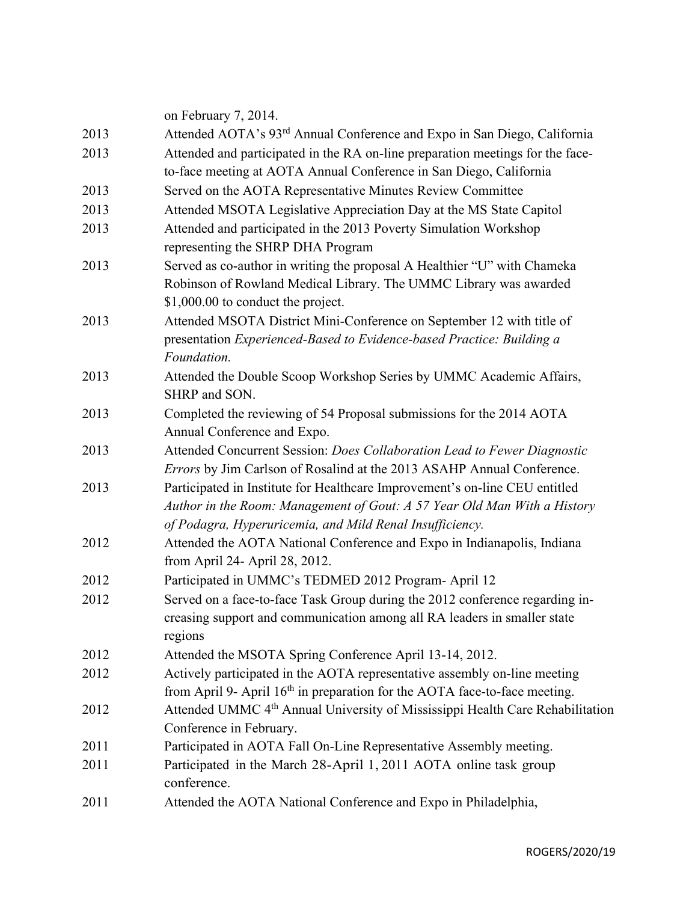on February 7, 2014.

| | |
|---|---|
| 2013 | Attended AOTA's 93rd Annual Conference and Expo in San Diego, California |
| 2013 | Attended and participated in the RA on-line preparation meetings for the face-to-face meeting at AOTA Annual Conference in San Diego, California |
| 2013 | Served on the AOTA Representative Minutes Review Committee |
| 2013 | Attended MSOTA Legislative Appreciation Day at the MS State Capitol |
| 2013 | Attended and participated in the 2013 Poverty Simulation Workshop representing the SHRP DHA Program |
| 2013 | Served as co-author in writing the proposal A Healthier "U" with Chameka Robinson of Rowland Medical Library. The UMMC Library was awarded $1,000.00 to conduct the project. |
| 2013 | Attended MSOTA District Mini-Conference on September 12 with title of presentation *Experienced-Based to Evidence-based Practice: Building a Foundation.* |
| 2013 | Attended the Double Scoop Workshop Series by UMMC Academic Affairs, SHRP and SON. |
| 2013 | Completed the reviewing of 54 Proposal submissions for the 2014 AOTA Annual Conference and Expo. |
| 2013 | Attended Concurrent Session: *Does Collaboration Lead to Fewer Diagnostic Errors* by Jim Carlson of Rosalind at the 2013 ASAHP Annual Conference. |
| 2013 | Participated in Institute for Healthcare Improvement's on-line CEU entitled *Author in the Room: Management of Gout: A 57 Year Old Man With a History of Podagra, Hyperuricemia, and Mild Renal Insufficiency.* |
| 2012 | Attended the AOTA National Conference and Expo in Indianapolis, Indiana from April 24- April 28, 2012. |
| 2012 | Participated in UMMC's TEDMED 2012 Program- April 12 |
| 2012 | Served on a face-to-face Task Group during the 2012 conference regarding increasing support and communication among all RA leaders in smaller state regions |
| 2012 | Attended the MSOTA Spring Conference April 13-14, 2012. |
| 2012 | Actively participated in the AOTA representative assembly on-line meeting from April 9- April 16th in preparation for the AOTA face-to-face meeting. |
| 2012 | Attended UMMC 4th Annual University of Mississippi Health Care Rehabilitation Conference in February. |
| 2011 | Participated in AOTA Fall On-Line Representative Assembly meeting. |
| 2011 | Participated in the March 28-April 1, 2011 AOTA online task group conference. |
| 2011 | Attended the AOTA National Conference and Expo in Philadelphia, |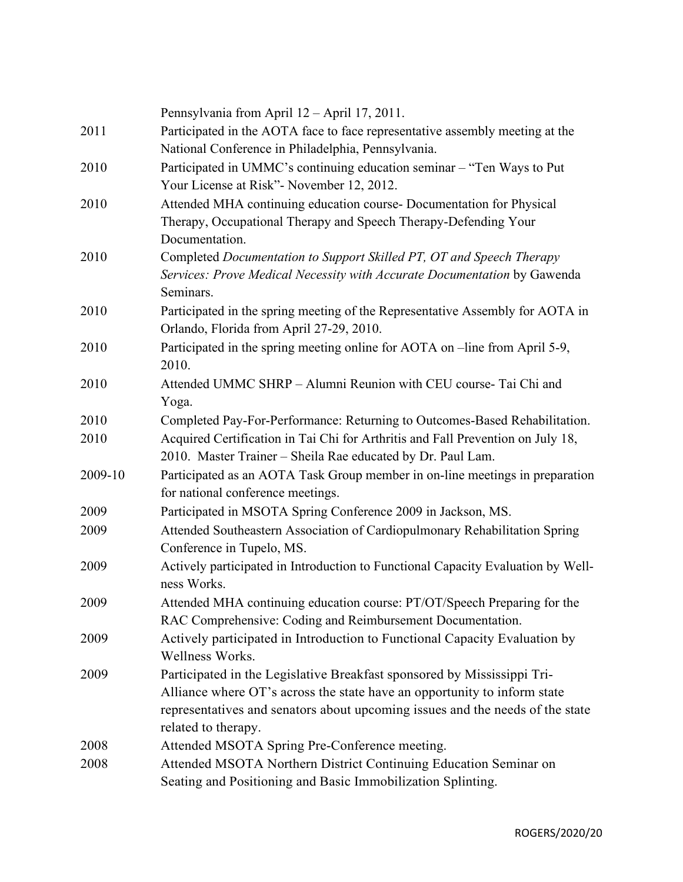| | |
|---|---|
| | Pennsylvania from April 12 – April 17, 2011. |
| 2011 | Participated in the AOTA face to face representative assembly meeting at the National Conference in Philadelphia, Pennsylvania. |
| 2010 | Participated in UMMC's continuing education seminar – "Ten Ways to Put Your License at Risk"- November 12, 2012. |
| 2010 | Attended MHA continuing education course- Documentation for Physical Therapy, Occupational Therapy and Speech Therapy-Defending Your Documentation. |
| 2010 | Completed *Documentation to Support Skilled PT, OT and Speech Therapy Services: Prove Medical Necessity with Accurate Documentation* by Gawenda Seminars. |
| 2010 | Participated in the spring meeting of the Representative Assembly for AOTA in Orlando, Florida from April 27-29, 2010. |
| 2010 | Participated in the spring meeting online for AOTA on –line from April 5-9, 2010. |
| 2010 | Attended UMMC SHRP – Alumni Reunion with CEU course- Tai Chi and Yoga. |
| 2010 | Completed Pay-For-Performance: Returning to Outcomes-Based Rehabilitation. |
| 2010 | Acquired Certification in Tai Chi for Arthritis and Fall Prevention on July 18, 2010. Master Trainer – Sheila Rae educated by Dr. Paul Lam. |
| 2009-10 | Participated as an AOTA Task Group member in on-line meetings in preparation for national conference meetings. |
| 2009 | Participated in MSOTA Spring Conference 2009 in Jackson, MS. |
| 2009 | Attended Southeastern Association of Cardiopulmonary Rehabilitation Spring Conference in Tupelo, MS. |
| 2009 | Actively participated in Introduction to Functional Capacity Evaluation by Well-ness Works. |
| 2009 | Attended MHA continuing education course: PT/OT/Speech Preparing for the RAC Comprehensive: Coding and Reimbursement Documentation. |
| 2009 | Actively participated in Introduction to Functional Capacity Evaluation by Wellness Works. |
| 2009 | Participated in the Legislative Breakfast sponsored by Mississippi Tri-Alliance where OT's across the state have an opportunity to inform state representatives and senators about upcoming issues and the needs of the state related to therapy. |
| 2008 | Attended MSOTA Spring Pre-Conference meeting. |
| 2008 | Attended MSOTA Northern District Continuing Education Seminar on Seating and Positioning and Basic Immobilization Splinting. |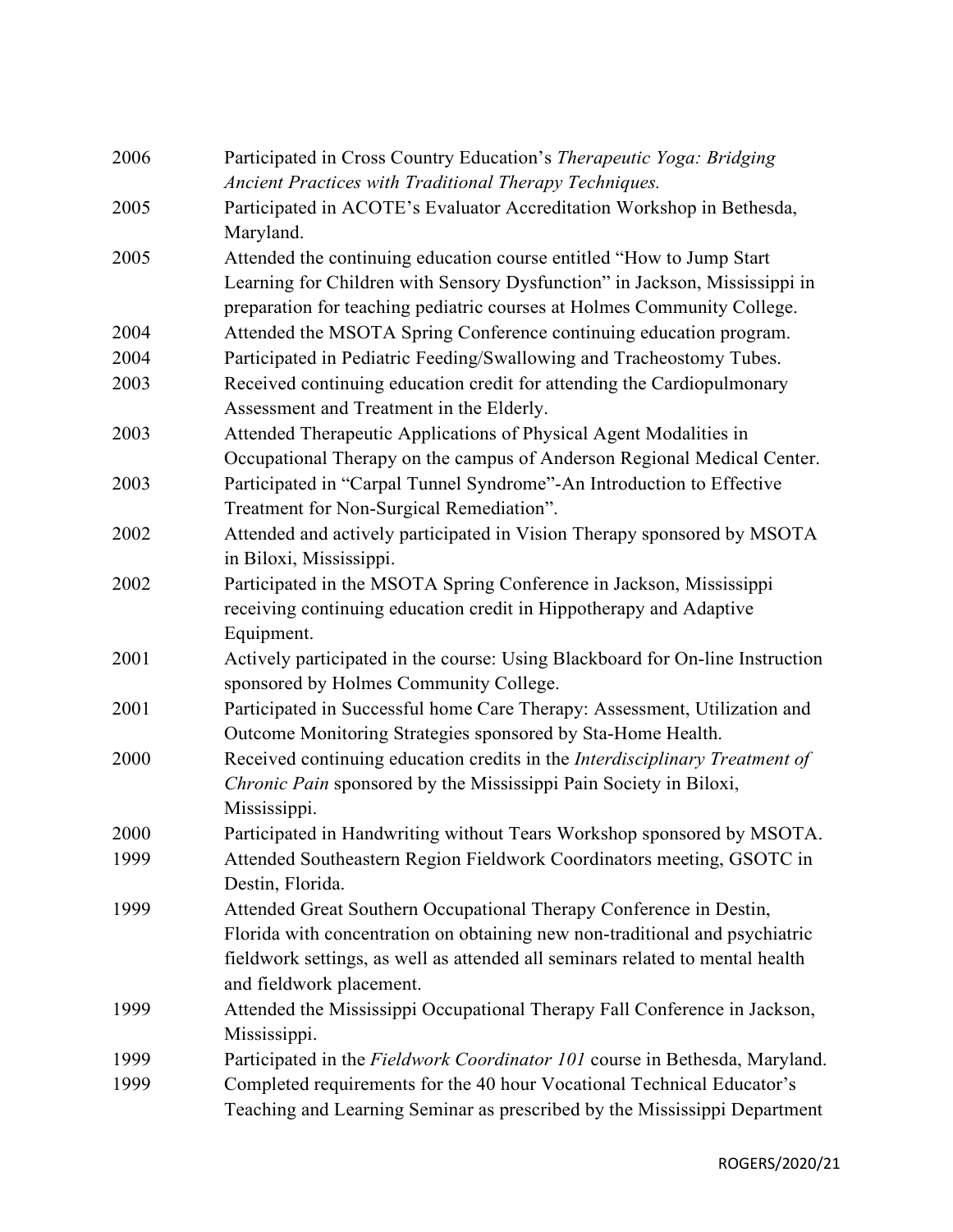| | |
|---|---|
| 2006 | Participated in Cross Country Education's *Therapeutic Yoga: Bridging Ancient Practices with Traditional Therapy Techniques.* |
| 2005 | Participated in ACOTE's Evaluator Accreditation Workshop in Bethesda, Maryland. |
| 2005 | Attended the continuing education course entitled "How to Jump Start Learning for Children with Sensory Dysfunction" in Jackson, Mississippi in preparation for teaching pediatric courses at Holmes Community College. |
| 2004 | Attended the MSOTA Spring Conference continuing education program. |
| 2004 | Participated in Pediatric Feeding/Swallowing and Tracheostomy Tubes. |
| 2003 | Received continuing education credit for attending the Cardiopulmonary Assessment and Treatment in the Elderly. |
| 2003 | Attended Therapeutic Applications of Physical Agent Modalities in Occupational Therapy on the campus of Anderson Regional Medical Center. |
| 2003 | Participated in "Carpal Tunnel Syndrome"-An Introduction to Effective Treatment for Non-Surgical Remediation". |
| 2002 | Attended and actively participated in Vision Therapy sponsored by MSOTA in Biloxi, Mississippi. |
| 2002 | Participated in the MSOTA Spring Conference in Jackson, Mississippi receiving continuing education credit in Hippotherapy and Adaptive Equipment. |
| 2001 | Actively participated in the course: Using Blackboard for On-line Instruction sponsored by Holmes Community College. |
| 2001 | Participated in Successful home Care Therapy: Assessment, Utilization and Outcome Monitoring Strategies sponsored by Sta-Home Health. |
| 2000 | Received continuing education credits in the *Interdisciplinary Treatment of Chronic Pain* sponsored by the Mississippi Pain Society in Biloxi, Mississippi. |
| 2000 | Participated in Handwriting without Tears Workshop sponsored by MSOTA. |
| 1999 | Attended Southeastern Region Fieldwork Coordinators meeting, GSOTC in Destin, Florida. |
| 1999 | Attended Great Southern Occupational Therapy Conference in Destin, Florida with concentration on obtaining new non-traditional and psychiatric fieldwork settings, as well as attended all seminars related to mental health and fieldwork placement. |
| 1999 | Attended the Mississippi Occupational Therapy Fall Conference in Jackson, Mississippi. |
| 1999 | Participated in the *Fieldwork Coordinator 101* course in Bethesda, Maryland. |
| 1999 | Completed requirements for the 40 hour Vocational Technical Educator's Teaching and Learning Seminar as prescribed by the Mississippi Department |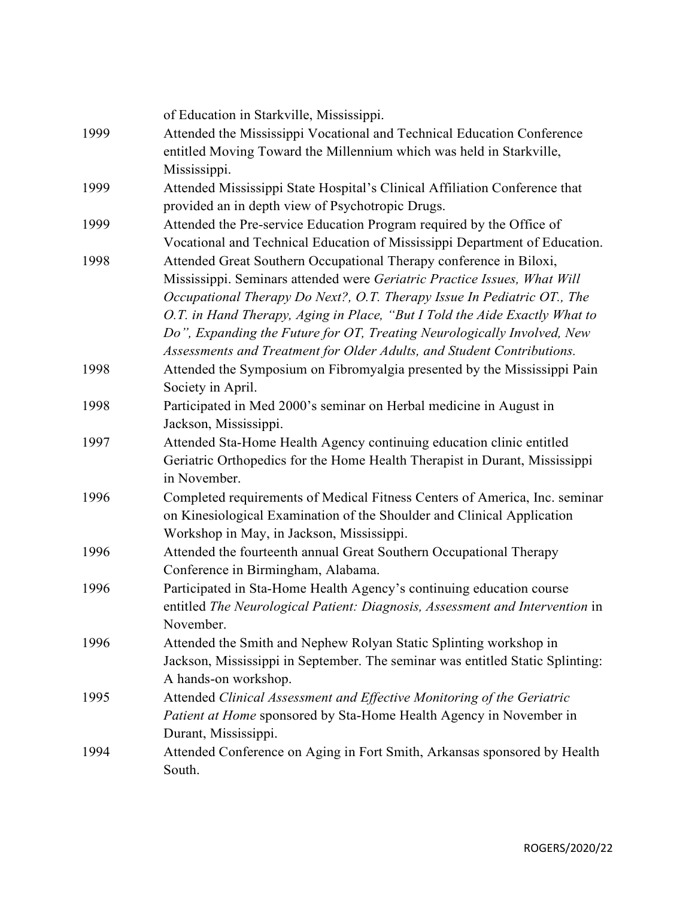of Education in Starkville, Mississippi.

| | |
|---|---|
| 1999 | Attended the Mississippi Vocational and Technical Education Conference entitled Moving Toward the Millennium which was held in Starkville, Mississippi. |
| 1999 | Attended Mississippi State Hospital's Clinical Affiliation Conference that provided an in depth view of Psychotropic Drugs. |
| 1999 | Attended the Pre-service Education Program required by the Office of Vocational and Technical Education of Mississippi Department of Education. |
| 1998 | Attended Great Southern Occupational Therapy conference in Biloxi, Mississippi. Seminars attended were *Geriatric Practice Issues, What Will Occupational Therapy Do Next?, O.T. Therapy Issue In Pediatric OT., The O.T. in Hand Therapy, Aging in Place, "But I Told the Aide Exactly What to Do", Expanding the Future for OT, Treating Neurologically Involved, New Assessments and Treatment for Older Adults, and Student Contributions.* |
| 1998 | Attended the Symposium on Fibromyalgia presented by the Mississippi Pain Society in April. |
| 1998 | Participated in Med 2000's seminar on Herbal medicine in August in Jackson, Mississippi. |
| 1997 | Attended Sta-Home Health Agency continuing education clinic entitled Geriatric Orthopedics for the Home Health Therapist in Durant, Mississippi in November. |
| 1996 | Completed requirements of Medical Fitness Centers of America, Inc. seminar on Kinesiological Examination of the Shoulder and Clinical Application Workshop in May, in Jackson, Mississippi. |
| 1996 | Attended the fourteenth annual Great Southern Occupational Therapy Conference in Birmingham, Alabama. |
| 1996 | Participated in Sta-Home Health Agency's continuing education course entitled *The Neurological Patient: Diagnosis, Assessment and Intervention* in November. |
| 1996 | Attended the Smith and Nephew Rolyan Static Splinting workshop in Jackson, Mississippi in September. The seminar was entitled Static Splinting: A hands-on workshop. |
| 1995 | Attended *Clinical Assessment and Effective Monitoring of the Geriatric Patient at Home* sponsored by Sta-Home Health Agency in November in Durant, Mississippi. |
| 1994 | Attended Conference on Aging in Fort Smith, Arkansas sponsored by Health South. |